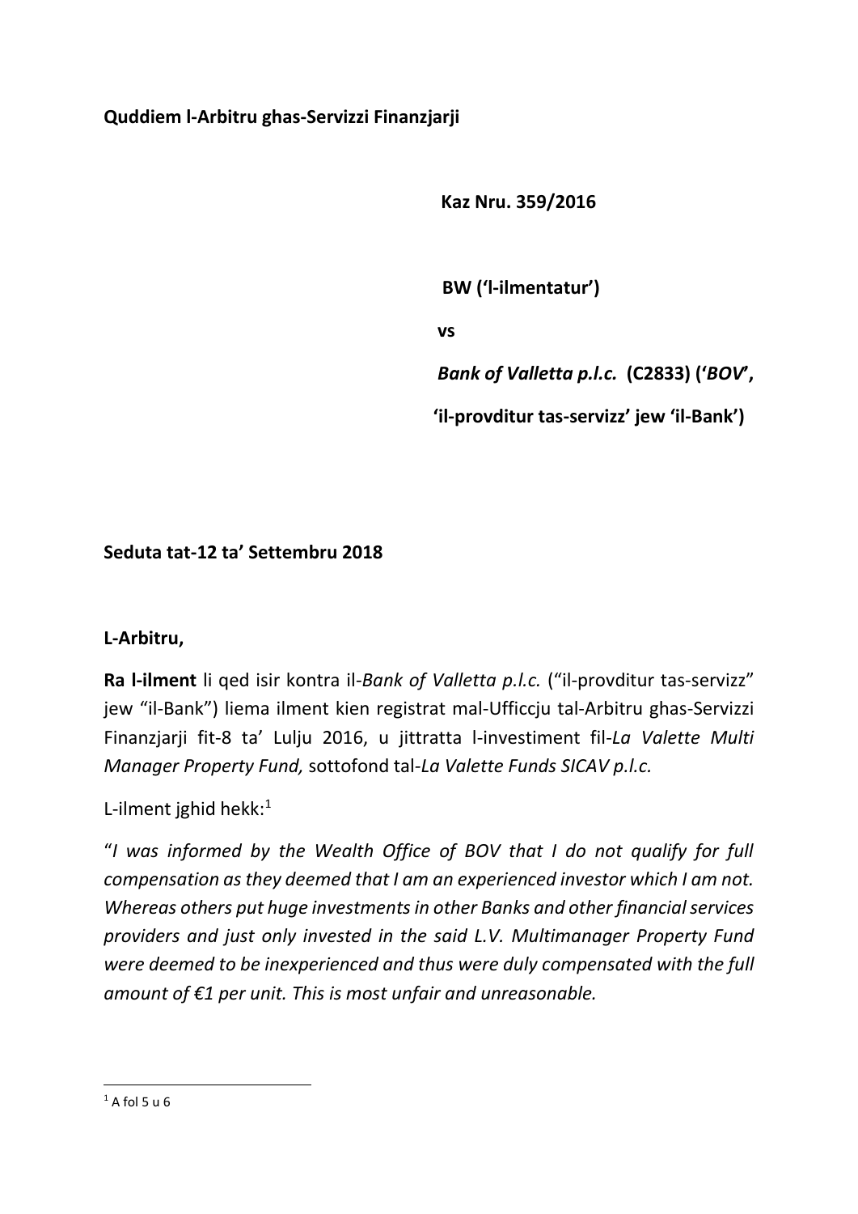**Quddiem l-Arbitru ghas-Servizzi Finanzjarji**

**Kaz Nru. 359/2016**

**BW ('l-ilmentatur')**

**vs**

***Bank of Valletta p.l.c.* (C2833) ('*BOV*',**

**'il-provditur tas-servizz' jew 'il-Bank')**

**Seduta tat-12 ta' Settembru 2018**

**L-Arbitru,**

**Ra l-ilment** li qed isir kontra il-*Bank of Valletta p.l.c.* ("il-provditur tas-servizz" jew "il-Bank") liema ilment kien registrat mal-Ufficcju tal-Arbitru ghas-Servizzi Finanzjarji fit-8 ta' Lulju 2016, u jittratta l-investiment fil-*La Valette Multi Manager Property Fund,* sottofond tal-*La Valette Funds SICAV p.l.c.*

L-ilment jghid hekk:[1]

"*I was informed by the Wealth Office of BOV that I do not qualify for full compensation as they deemed that I am an experienced investor which I am not. Whereas others put huge investments in other Banks and other financial services providers and just only invested in the said L.V. Multimanager Property Fund were deemed to be inexperienced and thus were duly compensated with the full amount of €1 per unit. This is most unfair and unreasonable.*

[1] A fol 5 u 6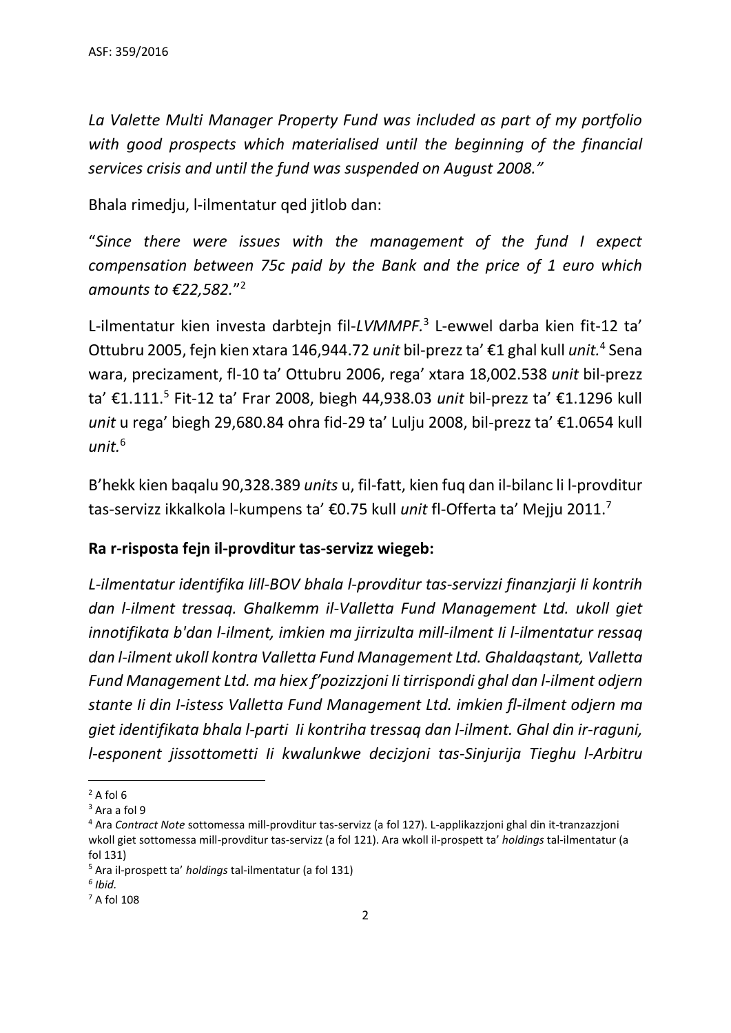*La Valette Multi Manager Property Fund was included as part of my portfolio with good prospects which materialised until the beginning of the financial services crisis and until the fund was suspended on August 2008."*

Bhala rimedju, l-ilmentatur qed jitlob dan:

"*Since there were issues with the management of the fund I expect compensation between 75c paid by the Bank and the price of 1 euro which amounts to €22,582.*"[2]

L-ilmentatur kien investa darbtejn fil-*LVMMPF.*[3] L-ewwel darba kien fit-12 ta' Ottubru 2005, fejn kien xtara 146,944.72 *unit* bil-prezz ta' €1 ghal kull *unit.*[4] Sena wara, precizament, fl-10 ta' Ottubru 2006, rega' xtara 18,002.538 *unit* bil-prezz ta' €1.111.[5] Fit-12 ta' Frar 2008, biegh 44,938.03 *unit* bil-prezz ta' €1.1296 kull *unit* u rega' biegh 29,680.84 ohra fid-29 ta' Lulju 2008, bil-prezz ta' €1.0654 kull *unit.*[6]

B'hekk kien baqalu 90,328.389 *units* u, fil-fatt, kien fuq dan il-bilanc li l-provditur tas-servizz ikkalkola l-kumpens ta' €0.75 kull *unit* fl-Offerta ta' Mejju 2011.[7]

**Ra r-risposta fejn il-provditur tas-servizz wiegeb:**

*L-ilmentatur identifika lill-BOV bhala l-provditur tas-servizzi finanzjarji li kontrih dan l-ilment tressaq. Ghalkemm il-Valletta Fund Management Ltd. ukoll giet innotifikata b'dan l-ilment, imkien ma jirrizulta mill-ilment li l-ilmentatur ressaq dan l-ilment ukoll kontra Valletta Fund Management Ltd. Ghaldaqstant, Valletta Fund Management Ltd. ma hiex f'pozizzjoni li tirrispondi ghal dan l-ilment odjern stante li din l-istess Valletta Fund Management Ltd. imkien fl-ilment odjern ma giet identifikata bhala l-parti li kontriha tressaq dan l-ilment. Ghal din ir-raguni, l-esponent jissottometti li kwalunkwe decizjoni tas-Sinjurija Tieghu l-Arbitru*

---

[2] A fol 6

[3] Ara a fol 9

[4] Ara *Contract Note* sottomessa mill-provditur tas-servizz (a fol 127). L-applikazzjoni ghal din it-tranzazzjoni wkoll giet sottomessa mill-provditur tas-servizz (a fol 121). Ara wkoll il-prospett ta' *holdings* tal-ilmentatur (a fol 131)

[5] Ara il-prospett ta' *holdings* tal-ilmentatur (a fol 131)

[6] *Ibid.*

[7] A fol 108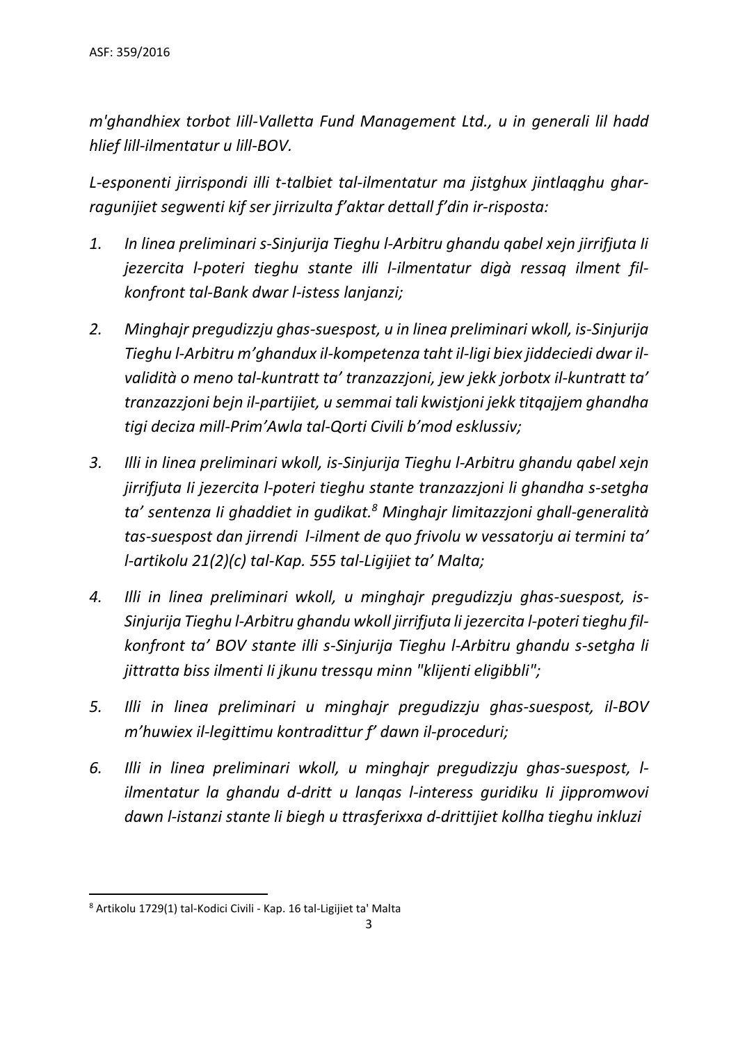*m'għandhiex torbot Iill-Valletta Fund Management Ltd., u in generali lil hadd hlief lill-ilmentatur u lill-BOV.*

*L-esponenti jirrispondi illi t-talbiet tal-ilmentatur ma jistgħux jintlaqgħu għar-raġunijiet segwenti kif ser jirrizulta f'aktar dettall f'din ir-risposta:*

1. *In linea preliminari s-Sinjurija Tiegħu l-Arbitru għandu qabel xejn jirrifjuta Ii jezercita l-poteri tiegħu stante illi l-ilmentatur digà ressaq ilment fil-konfront tal-Bank dwar l-istess lanjanzi;*

2. *Mingħajr pregudizzju għas-suespost, u in linea preliminari wkoll, is-Sinjurija Tiegħu l-Arbitru m'għandux il-kompetenza taħt il-liġi biex jiddeċiedi dwar il-validità o meno tal-kuntratt ta' tranzazzjoni, jew jekk jorbotx il-kuntratt ta' tranzazzjoni bejn il-partijiet, u semmai tali kwistjoni jekk titqajjem għandha tiġi deċiża mill-Prim'Awla tal-Qorti Ċivili b'mod esklussiv;*

3. *Illi in linea preliminari wkoll, is-Sinjurija Tiegħu l-Arbitru għandu qabel xejn jirrifjuta Ii jezercita l-poteri tiegħu stante tranzazzjoni li għandha s-setgħa ta' sentenza Ii għaddiet in ġudikat.*[8] *Mingħajr limitazzjoni għall-ġeneralità tas-suespost dan jirrendi l-ilment de quo frivolu w vessatorju ai termini ta' l-artikolu 21(2)(c) tal-Kap. 555 tal-Liġijiet ta' Malta;*

4. *Illi in linea preliminari wkoll, u mingħajr pregudizzju għas-suespost, is-Sinjurija Tiegħu l-Arbitru għandu wkoll jirrifjuta li jezercita l-poteri tiegħu fil-konfront ta' BOV stante illi s-Sinjurija Tiegħu l-Arbitru għandu s-setgħa li jittratta biss ilmenti Ii jkunu tressqu minn "klijenti eligibbli";*

5. *Illi in linea preliminari u mingħajr pregudizzju għas-suespost, il-BOV m'huwiex il-leġittimu kontradittur f' dawn il-proceduri;*

6. *Illi in linea preliminari wkoll, u mingħajr pregudizzju għas-suespost, l-ilmentatur la għandu d-dritt u lanqas l-interess ġuridiku Ii jippromwovi dawn l-istanzi stante li biegħ u ttrasferixxa d-drittijiet kollha tiegħu inklużi*

---

[8] Artikolu 1729(1) tal-Kodici Civili - Kap. 16 tal-Ligijiet ta' Malta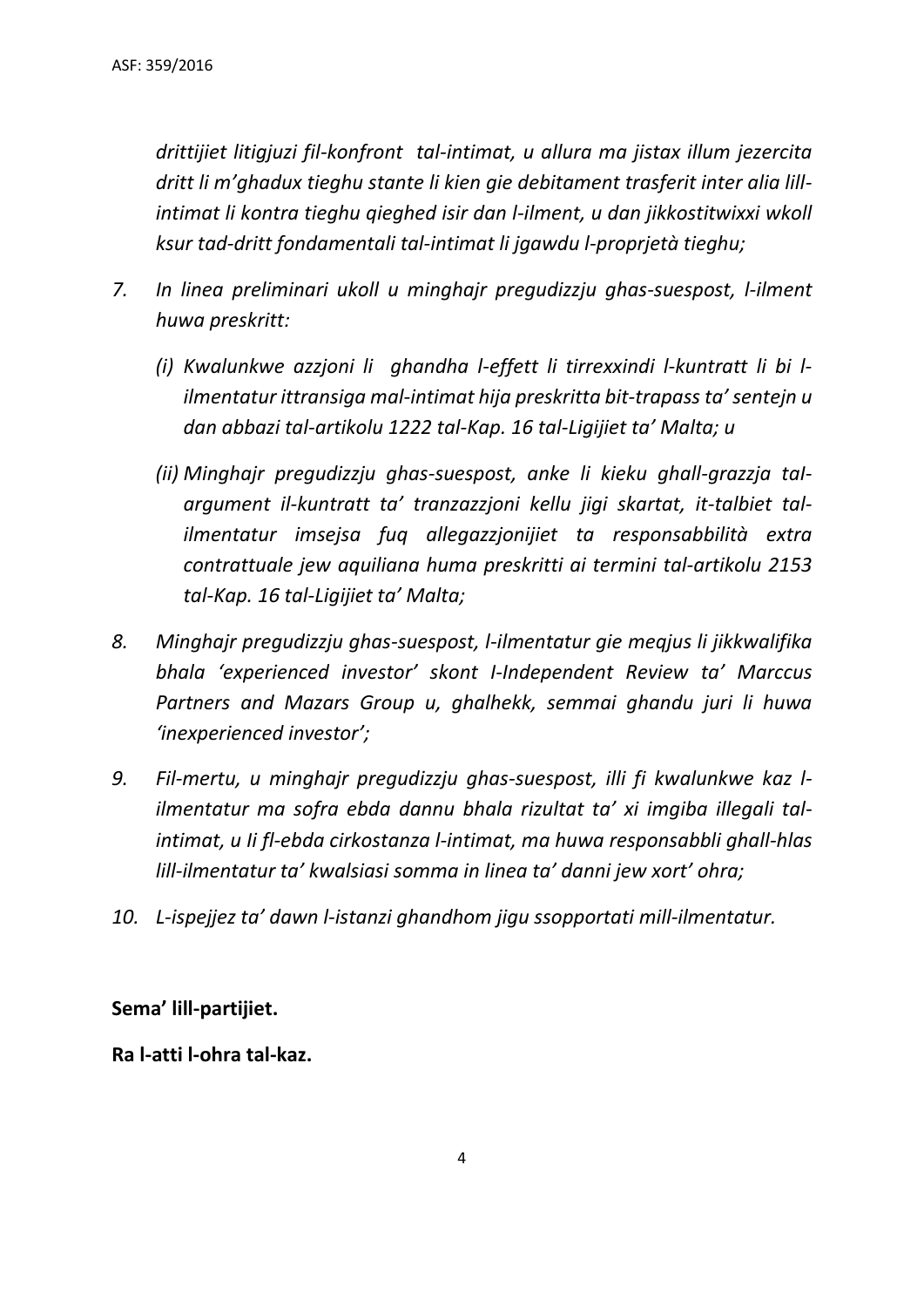*drittijiet litigjuzi fil-konfront tal-intimat, u allura ma jistax illum jezercita dritt li m'ghadux tieghu stante li kien gie debitament trasferit inter alia lill-intimat li kontra tieghu qieghed isir dan l-ilment, u dan jikkostitwixxi wkoll ksur tad-dritt fondamentali tal-intimat li jgawdu l-proprjetà tieghu;*

7. *In linea preliminari ukoll u minghajr pregudizzju ghas-suespost, l-ilment huwa preskritt:*

   *(i) Kwalunkwe azzjoni li ghandha l-effett li tirrexxindi l-kuntratt li bi l-ilmentatur ittransiga mal-intimat hija preskritta bit-trapass ta' sentejn u dan abbazi tal-artikolu 1222 tal-Kap. 16 tal-Ligijiet ta' Malta; u*

   *(ii) Minghajr pregudizzju ghas-suespost, anke li kieku ghall-grazzja tal-argument il-kuntratt ta' tranzazzjoni kellu jigi skartat, it-talbiet tal-ilmentatur imsejsa fuq allegazzjonijiet ta responsabbilità extra contrattuale jew aquiliana huma preskritti ai termini tal-artikolu 2153 tal-Kap. 16 tal-Ligijiet ta' Malta;*

8. *Minghajr pregudizzju ghas-suespost, l-ilmentatur gie meqjus li jikkwalifika bhala 'experienced investor' skont I-Independent Review ta' Marccus Partners and Mazars Group u, ghalhekk, semmai ghandu juri li huwa 'inexperienced investor';*

9. *Fil-mertu, u minghajr pregudizzju ghas-suespost, illi fi kwalunkwe kaz l-ilmentatur ma sofra ebda dannu bhala rizultat ta' xi imgiba illegali tal-intimat, u li fl-ebda cirkostanza l-intimat, ma huwa responsabbli ghall-hlas lill-ilmentatur ta' kwalsiasi somma in linea ta' danni jew xort' ohra;*

10. *L-ispejjez ta' dawn l-istanzi ghandhom jigu ssopportati mill-ilmentatur.*

**Sema' lill-partijiet.**

**Ra l-atti l-ohra tal-kaz.**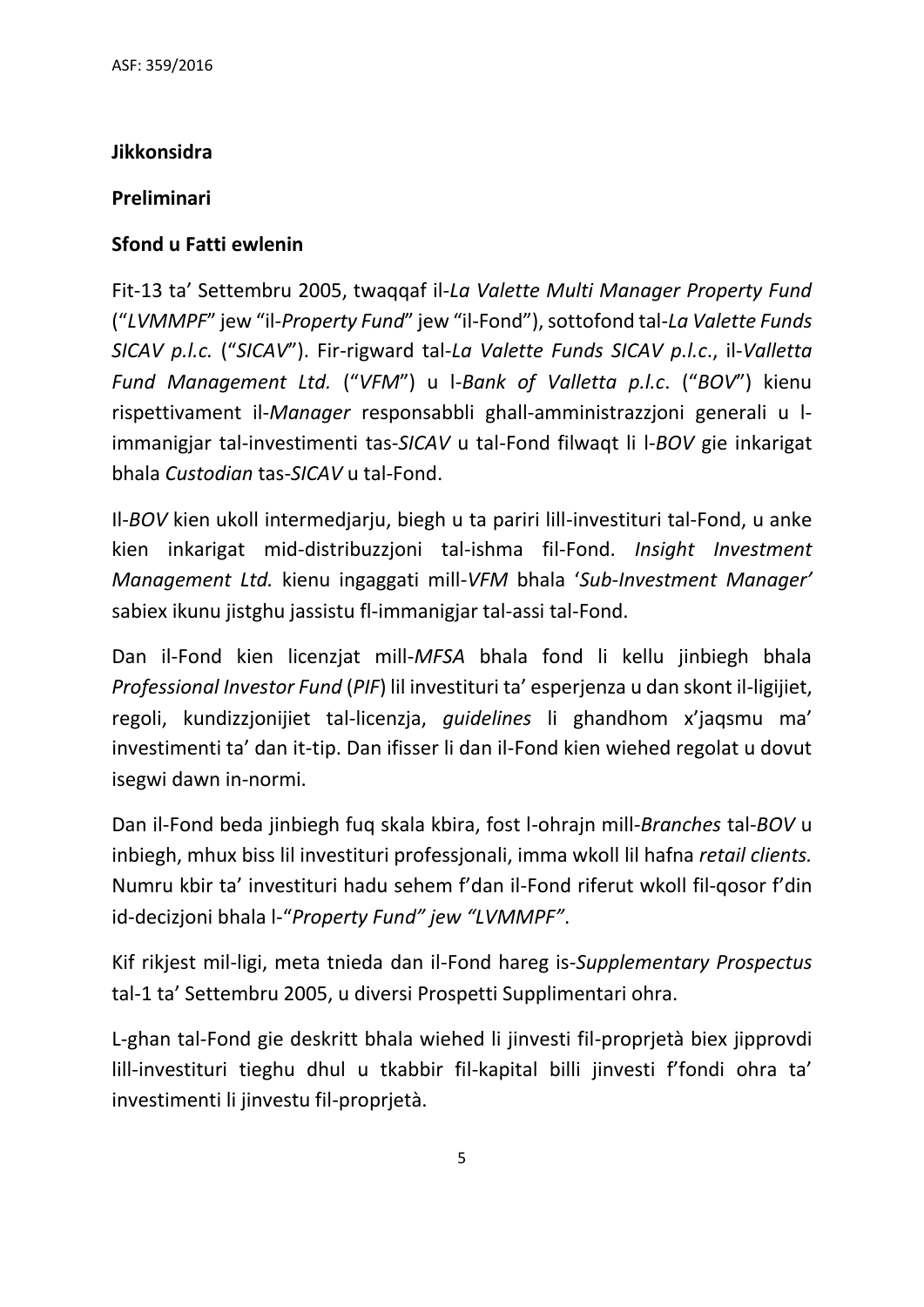**Jikkonsidra**

**Preliminari**

**Sfond u Fatti ewlenin**

Fit-13 ta' Settembru 2005, twaqqaf il-*La Valette Multi Manager Property Fund* ("*LVMMPF*" jew "il-*Property Fund*" jew "il-Fond"), sottofond tal-*La Valette Funds SICAV p.l.c.* ("*SICAV*"). Fir-rigward tal-*La Valette Funds SICAV p.l.c.*, il-*Valletta Fund Management Ltd.* ("*VFM*") u l-*Bank of Valletta p.l.c*. ("*BOV*") kienu rispettivament il-*Manager* responsabbli ghall-amministrazzjoni generali u l-immanigjar tal-investimenti tas-*SICAV* u tal-Fond filwaqt li l-*BOV* gie inkarigat bhala *Custodian* tas-*SICAV* u tal-Fond.

Il-*BOV* kien ukoll intermedjarju, biegh u ta pariri lill-investituri tal-Fond, u anke kien inkarigat mid-distribuzzjoni tal-ishma fil-Fond. *Insight Investment Management Ltd.* kienu ingaggati mill-*VFM* bhala '*Sub-Investment Manager'* sabiex ikunu jistghu jassistu fl-immanigjar tal-assi tal-Fond.

Dan il-Fond kien licenzjat mill-*MFSA* bhala fond li kellu jinbiegh bhala *Professional Investor Fund* (*PIF*) lil investituri ta' esperjenza u dan skont il-ligijiet, regoli, kundizzjonijiet tal-licenzja, *guidelines* li ghandhom x'jaqsmu ma' investimenti ta' dan it-tip. Dan ifisser li dan il-Fond kien wiehed regolat u dovut isegwi dawn in-normi.

Dan il-Fond beda jinbiegh fuq skala kbira, fost l-ohrajn mill-*Branches* tal-*BOV* u inbiegh, mhux biss lil investituri professjonali, imma wkoll lil hafna *retail clients.* Numru kbir ta' investituri hadu sehem f'dan il-Fond riferut wkoll fil-qosor f'din id-decizjoni bhala l-"*Property Fund" jew "LVMMPF"*.

Kif rikjest mil-ligi, meta tnieda dan il-Fond hareg is-*Supplementary Prospectus* tal-1 ta' Settembru 2005, u diversi Prospetti Supplimentari ohra.

L-ghan tal-Fond gie deskritt bhala wiehed li jinvesti fil-proprjetà biex jipprovdi lill-investituri tieghu dhul u tkabbir fil-kapital billi jinvesti f'fondi ohra ta' investimenti li jinvestu fil-proprjetà.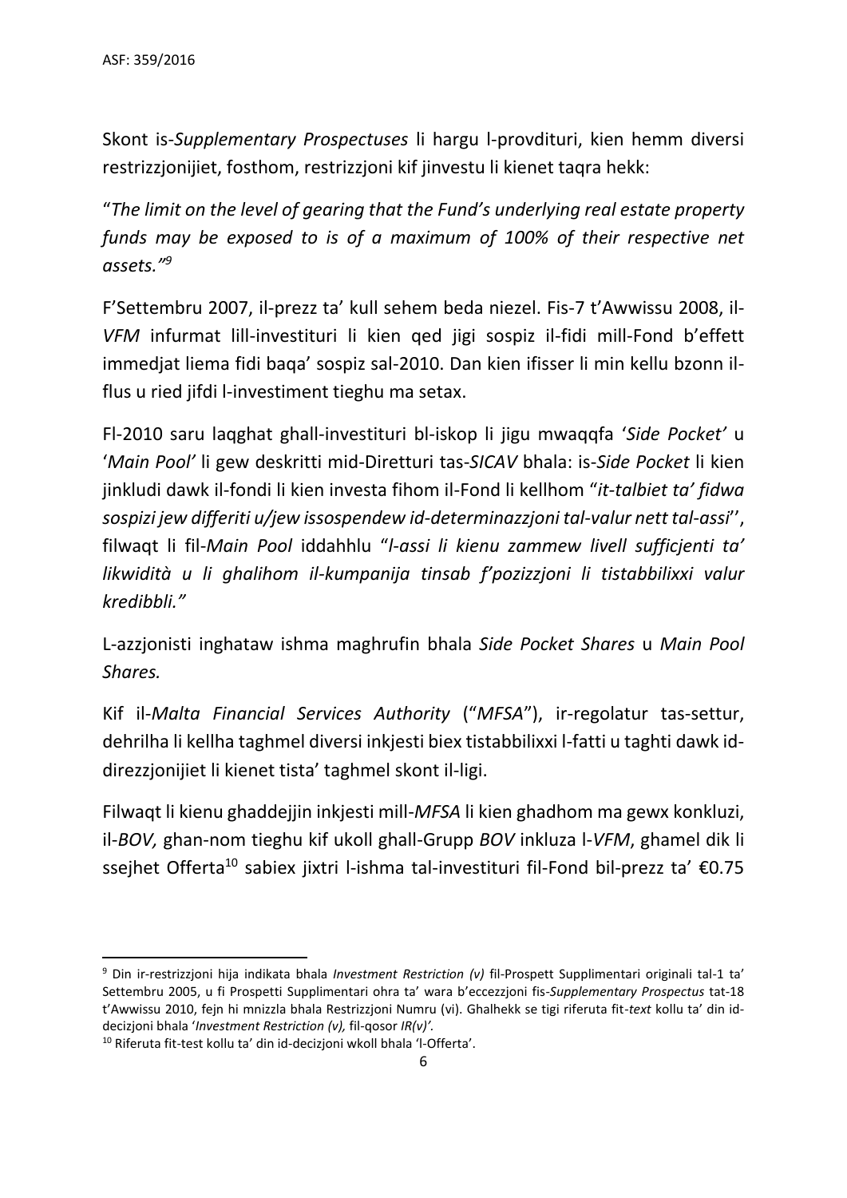Skont is-*Supplementary Prospectuses* li hargu l-provdituri, kien hemm diversi restrizzjonijiet, fosthom, restrizzjoni kif jinvestu li kienet taqra hekk:

"*The limit on the level of gearing that the Fund's underlying real estate property funds may be exposed to is of a maximum of 100% of their respective net assets."*[9]

F'Settembru 2007, il-prezz ta' kull sehem beda niezel. Fis-7 t'Awwissu 2008, il-*VFM* infurmat lill-investituri li kien qed jigi sospiz il-fidi mill-Fond b'effett immedjat liema fidi baqa' sospiz sal-2010. Dan kien ifisser li min kellu bzonn il-flus u ried jifdi l-investiment tieghu ma setax.

Fl-2010 saru laqghat ghall-investituri bl-iskop li jigu mwaqqfa '*Side Pocket'* u '*Main Pool'* li gew deskritti mid-Diretturi tas-*SICAV* bhala: is-*Side Pocket* li kien jinkludi dawk il-fondi li kien investa fihom il-Fond li kellhom "*it-talbiet ta' fidwa sospizi jew differiti u/jew issospendew id-determinazzjoni tal-valur nett tal-assi*'', filwaqt li fil-*Main Pool* iddahhlu "*l-assi li kienu zammew livell sufficjenti ta' likwidità u li ghalihom il-kumpanija tinsab f'pozizzjoni li tistabbilixxi valur kredibbli."*

L-azzjonisti inghataw ishma maghrufin bhala *Side Pocket Shares* u *Main Pool Shares.*

Kif il-*Malta Financial Services Authority* ("*MFSA*"), ir-regolatur tas-settur, dehrilha li kellha taghmel diversi inkjesti biex tistabbilixxi l-fatti u taghti dawk id-direzzjonijiet li kienet tista' taghmel skont il-ligi.

Filwaqt li kienu ghaddejjin inkjesti mill-*MFSA* li kien ghadhom ma gewx konkluzi, il-*BOV,* ghan-nom tieghu kif ukoll ghall-Grupp *BOV* inkluza l-*VFM*, ghamel dik li ssejhet Offerta[10] sabiex jixtri l-ishma tal-investituri fil-Fond bil-prezz ta' €0.75

---

[9] Din ir-restrizzjoni hija indikata bhala *Investment Restriction (v)* fil-Prospett Supplimentari originali tal-1 ta' Settembru 2005, u fi Prospetti Supplimentari ohra ta' wara b'eccezzjoni fis-*Supplementary Prospectus* tat-18 t'Awwissu 2010, fejn hi mnizzla bhala Restrizzjoni Numru (vi). Ghalhekk se tigi riferuta fit-*text* kollu ta' din id-decizjoni bhala '*Investment Restriction (v),* fil-qosor *IR(v)'*.

[10] Riferuta fit-test kollu ta' din id-decizjoni wkoll bhala 'l-Offerta'.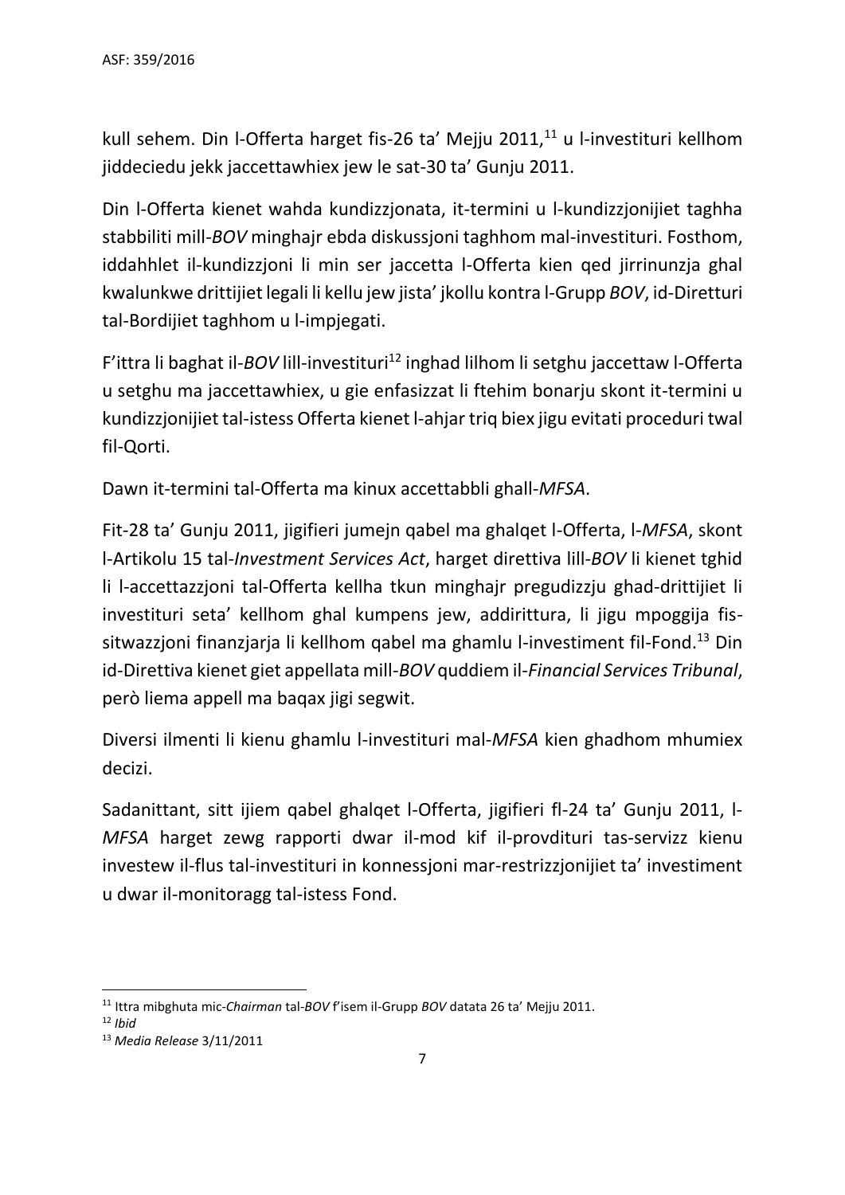kull sehem. Din l-Offerta harget fis-26 ta' Mejju 2011,[11] u l-investituri kellhom jiddeciedu jekk jaccettawhiex jew le sat-30 ta' Gunju 2011.

Din l-Offerta kienet wahda kundizzjonata, it-termini u l-kundizzjonijiet taghha stabbiliti mill-*BOV* minghajr ebda diskussjoni taghhom mal-investituri. Fosthom, iddahhlet il-kundizzjoni li min ser jaccetta l-Offerta kien qed jirrinunzja ghal kwalunkwe drittijiet legali li kellu jew jista' jkollu kontra l-Grupp *BOV*, id-Diretturi tal-Bordijiet taghhom u l-impjegati.

F'ittra li baghat il-*BOV* lill-investituri[12] inghad lilhom li setghu jaccettaw l-Offerta u setghu ma jaccettawhiex, u gie enfasizzat li ftehim bonarju skont it-termini u kundizzjonijiet tal-istess Offerta kienet l-ahjar triq biex jigu evitati proceduri twal fil-Qorti.

Dawn it-termini tal-Offerta ma kinux accettabbli ghall-*MFSA*.

Fit-28 ta' Gunju 2011, jigifieri jumejn qabel ma ghalqet l-Offerta, l-*MFSA*, skont l-Artikolu 15 tal-*Investment Services Act*, harget direttiva lill-*BOV* li kienet tghid li l-accettazzjoni tal-Offerta kellha tkun minghajr pregudizzju ghad-drittijiet li investituri seta' kellhom ghal kumpens jew, addirittura, li jigu mpoggija fis-sitwazzjoni finanzjarja li kellhom qabel ma ghamlu l-investiment fil-Fond.[13] Din id-Direttiva kienet giet appellata mill-*BOV* quddiem il-*Financial Services Tribunal*, però liema appell ma baqax jigi segwit.

Diversi ilmenti li kienu ghamlu l-investituri mal-*MFSA* kien ghadhom mhumiex decizi.

Sadanittant, sitt ijiem qabel ghalqet l-Offerta, jigifieri fl-24 ta' Gunju 2011, l-*MFSA* harget zewg rapporti dwar il-mod kif il-provdituri tas-servizz kienu investew il-flus tal-investituri in konnessjoni mar-restrizzjonijiet ta' investiment u dwar il-monitoragg tal-istess Fond.

---

[11] Ittra mibghuta mic-*Chairman* tal-*BOV* f'isem il-Grupp *BOV* datata 26 ta' Mejju 2011.

[12] *Ibid*

[13] *Media Release* 3/11/2011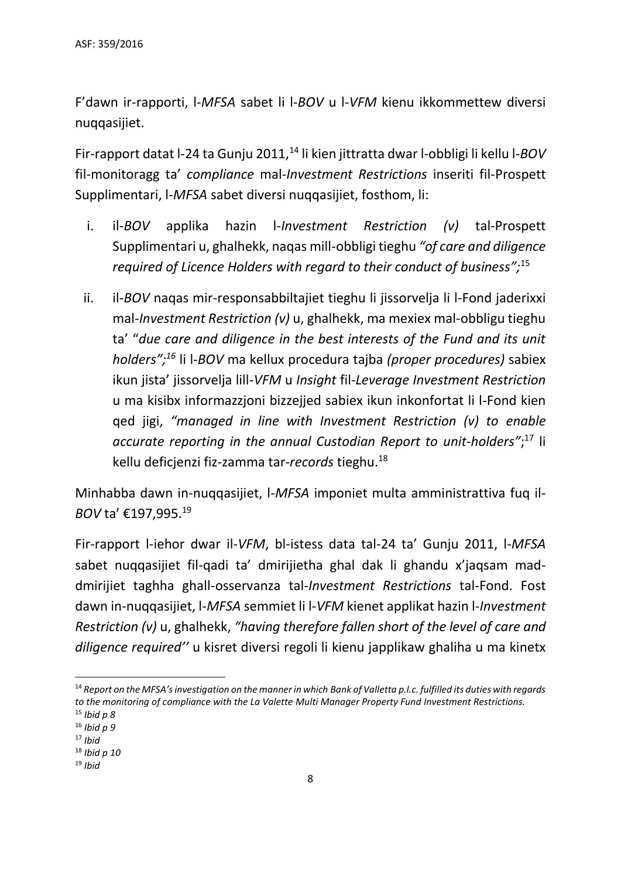F'dawn ir-rapporti, l-*MFSA* sabet li l-*BOV* u l-*VFM* kienu ikkommettew diversi nuqqasijiet.

Fir-rapport datat l-24 ta Gunju 2011,[14] li kien jittratta dwar l-obbligi li kellu l-*BOV* fil-monitoragg ta' *compliance* mal-*Investment Restrictions* inseriti fil-Prospett Supplimentari, l-*MFSA* sabet diversi nuqqasijiet, fosthom, li:

i. il-*BOV* applika hazin l-*Investment Restriction (v)* tal-Prospett Supplimentari u, ghalhekk, naqas mill-obbligi tieghu *"of care and diligence required of Licence Holders with regard to their conduct of business";*[15]

ii. il-*BOV* naqas mir-responsabbiltajiet tieghu li jissorvelja li l-Fond jaderixxi mal-*Investment Restriction (v)* u, ghalhekk, ma mexiex mal-obbligu tieghu ta' "*due care and diligence in the best interests of the Fund and its unit holders";*[16] li l-*BOV* ma kellux procedura tajba *(proper procedures)* sabiex ikun jista' jissorvelja lill-*VFM* u *Insight* fil-*Leverage Investment Restriction* u ma kisibx informazzjoni bizzejjed sabiex ikun inkonfortat li l-Fond kien qed jigi, *"managed in line with Investment Restriction (v) to enable accurate reporting in the annual Custodian Report to unit-holders"*;[17] li kellu deficjenzi fiz-zamma tar-*records* tieghu.[18]

Minhabba dawn in-nuqqasijiet, l-*MFSA* imponiet multa amministrattiva fuq il-*BOV* ta' €197,995.[19]

Fir-rapport l-iehor dwar il-*VFM*, bl-istess data tal-24 ta' Gunju 2011, l-*MFSA* sabet nuqqasijiet fil-qadi ta' dmirijietha ghal dak li ghandu x'jaqsam mad-dmirijiet taghha ghall-osservanza tal-*Investment Restrictions* tal-Fond. Fost dawn in-nuqqasijiet, l-*MFSA* semmiet li l-*VFM* kienet applikat hazin l-*Investment Restriction (v)* u, ghalhekk, *"having therefore fallen short of the level of care and diligence required''* u kisret diversi regoli li kienu japplikaw ghaliha u ma kinetx

---

[14] *Report on the MFSA's investigation on the manner in which Bank of Valletta p.l.c. fulfilled its duties with regards to the monitoring of compliance with the La Valette Multi Manager Property Fund Investment Restrictions.*

[15] *Ibid p 8*

[16] *Ibid p 9*

[17] *Ibid*

[18] *Ibid p 10*

[19] *Ibid*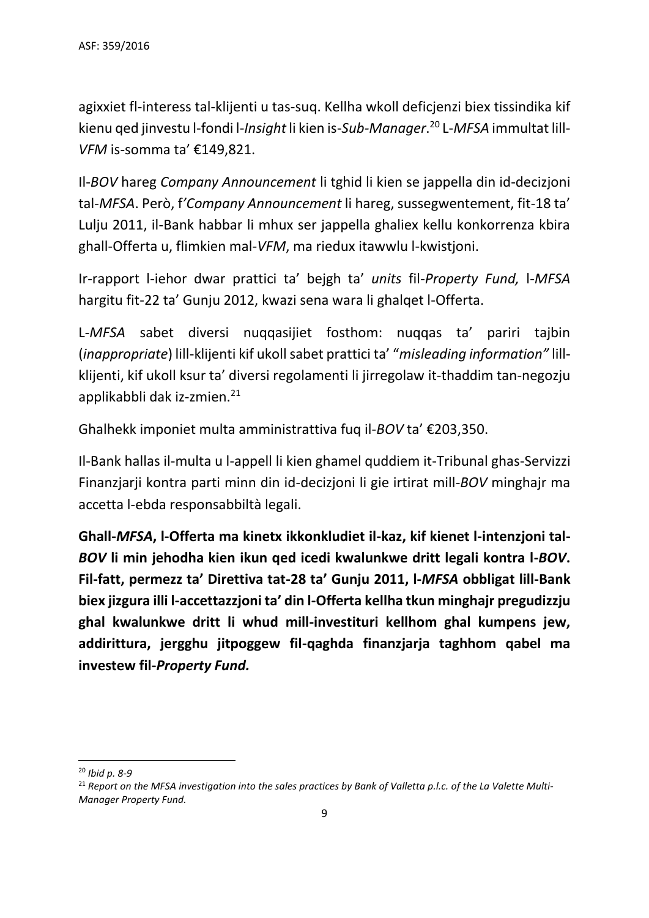agixxiet fl-interess tal-klijenti u tas-suq. Kellha wkoll deficjenzi biex tissindika kif kienu qed jinvestu l-fondi l-*Insight* li kien is-*Sub-Manager*.[20] L-*MFSA* immultat lill-*VFM* is-somma ta' €149,821.

Il-*BOV* hareg *Company Announcement* li tghid li kien se jappella din id-decizjoni tal-*MFSA*. Però, f'*Company Announcement* li hareg, sussegwentement, fit-18 ta' Lulju 2011, il-Bank habbar li mhux ser jappella ghaliex kellu konkorrenza kbira ghall-Offerta u, flimkien mal-*VFM*, ma riedux itawwlu l-kwistjoni.

Ir-rapport l-iehor dwar prattici ta' bejgh ta' *units* fil-*Property Fund,* l-*MFSA* hargitu fit-22 ta' Gunju 2012, kwazi sena wara li ghalqet l-Offerta.

L-*MFSA* sabet diversi nuqqasijiet fosthom: nuqqas ta' pariri tajbin (*inappropriate*) lill-klijenti kif ukoll sabet prattici ta' "*misleading information"* lill-klijenti, kif ukoll ksur ta' diversi regolamenti li jirregolaw it-thaddim tan-negozju applikabbli dak iz-zmien.[21]

Ghalhekk imponiet multa amministrattiva fuq il-*BOV* ta' €203,350.

Il-Bank hallas il-multa u l-appell li kien ghamel quddiem it-Tribunal ghas-Servizzi Finanzjarji kontra parti minn din id-decizjoni li gie irtirat mill-*BOV* minghajr ma accetta l-ebda responsabbiltà legali.

**Ghall-*MFSA*, l-Offerta ma kinetx ikkonkludiet il-kaz, kif kienet l-intenzjoni tal-*BOV* li min jehodha kien ikun qed icedi kwalunkwe dritt legali kontra l-*BOV*. Fil-fatt, permezz ta' Direttiva tat-28 ta' Gunju 2011, l-*MFSA* obbligat lill-Bank biex jizgura illi l-accettazzjoni ta' din l-Offerta kellha tkun minghajr pregudizzju ghal kwalunkwe dritt li whud mill-investituri kellhom ghal kumpens jew, addirittura, jergghu jitpoggew fil-qaghda finanzjarja taghhom qabel ma investew fil-*Property Fund.***

---

[20] *Ibid p. 8-9*

[21] *Report on the MFSA investigation into the sales practices by Bank of Valletta p.l.c. of the La Valette Multi-Manager Property Fund.*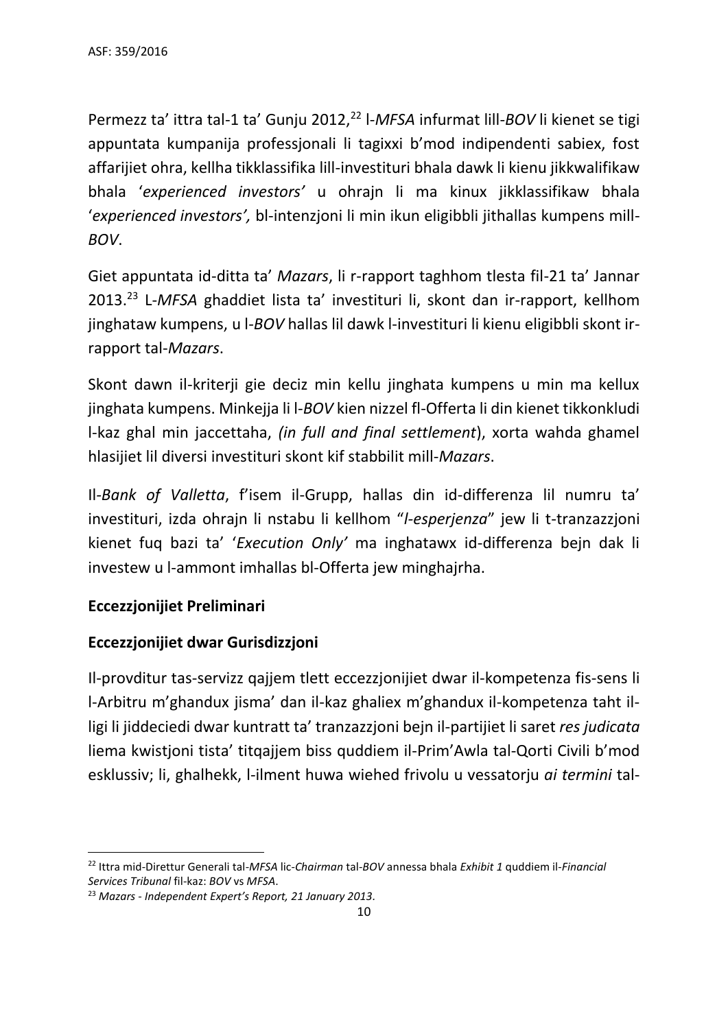Permezz ta' ittra tal-1 ta' Gunju 2012,[22] l-*MFSA* infurmat lill-*BOV* li kienet se tigi appuntata kumpanija professjonali li tagixxi b'mod indipendenti sabiex, fost affarijiet ohra, kellha tikklassifika lill-investituri bhala dawk li kienu jikkwalifikaw bhala '*experienced investors*' u ohrajn li ma kinux jikklassifikaw bhala '*experienced investors',* bl-intenzjoni li min ikun eligibbli jithallas kumpens mill-*BOV*.

Giet appuntata id-ditta ta' *Mazars*, li r-rapport taghhom tlesta fil-21 ta' Jannar 2013.[23] L-*MFSA* ghaddiet lista ta' investituri li, skont dan ir-rapport, kellhom jinghataw kumpens, u l-*BOV* hallas lil dawk l-investituri li kienu eligibbli skont ir-rapport tal-*Mazars*.

Skont dawn il-kriterji gie deciz min kellu jinghata kumpens u min ma kellux jinghata kumpens. Minkejja li l-*BOV* kien nizzel fl-Offerta li din kienet tikkonkludi l-kaz ghal min jaccettaha, *(in full and final settlement*), xorta wahda ghamel hlasijiet lil diversi investituri skont kif stabbilit mill-*Mazars*.

Il-*Bank of Valletta*, f'isem il-Grupp, hallas din id-differenza lil numru ta' investituri, izda ohrajn li nstabu li kellhom "*l-esperjenza*" jew li t-tranzazzjoni kienet fuq bazi ta' '*Execution Only'* ma inghatawx id-differenza bejn dak li investew u l-ammont imhallas bl-Offerta jew minghajrha.

**Eccezzjonijiet Preliminari**

**Eccezzjonijiet dwar Gurisdizzjoni**

Il-provditur tas-servizz qajjem tlett eccezzjonijiet dwar il-kompetenza fis-sens li l-Arbitru m'ghandux jisma' dan il-kaz ghaliex m'ghandux il-kompetenza taht il-ligi li jiddeciedi dwar kuntratt ta' tranzazzjoni bejn il-partijiet li saret *res judicata* liema kwistjoni tista' titqajjem biss quddiem il-Prim'Awla tal-Qorti Civili b'mod esklussiv; li, ghalhekk, l-ilment huwa wiehed frivolu u vessatorju *ai termini* tal-

[22] Ittra mid-Direttur Generali tal-*MFSA* lic-*Chairman* tal-*BOV* annessa bhala *Exhibit 1* quddiem il-*Financial Services Tribunal* fil-kaz: *BOV* vs *MFSA*.

[23] *Mazars - Independent Expert's Report, 21 January 2013.*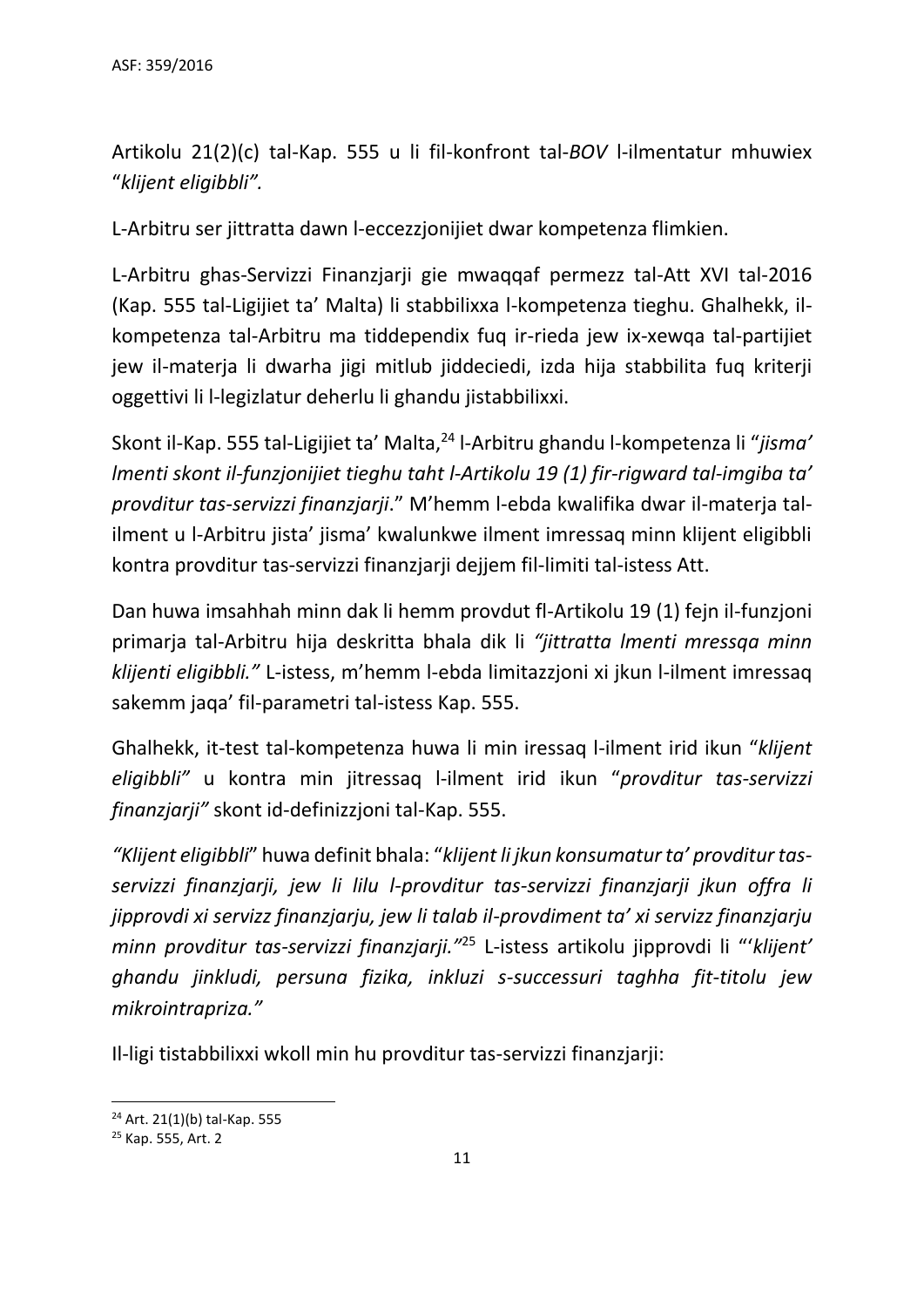Artikolu 21(2)(c) tal-Kap. 555 u li fil-konfront tal-*BOV* l-ilmentatur mhuwiex "*klijent eligibbli".*

L-Arbitru ser jittratta dawn l-eccezzjonijiet dwar kompetenza flimkien.

L-Arbitru ghas-Servizzi Finanzjarji gie mwaqqaf permezz tal-Att XVI tal-2016 (Kap. 555 tal-Ligijiet ta' Malta) li stabbilixxa l-kompetenza tieghu. Ghalhekk, il-kompetenza tal-Arbitru ma tiddependix fuq ir-rieda jew ix-xewqa tal-partijiet jew il-materja li dwarha jigi mitlub jiddeciedi, izda hija stabbilita fuq kriterji oggettivi li l-legizlatur deherlu li ghandu jistabbilixxi.

Skont il-Kap. 555 tal-Ligijiet ta' Malta,[24] l-Arbitru ghandu l-kompetenza li "*jisma' lmenti skont il-funzjonijiet tieghu taht l-Artikolu 19 (1) fir-rigward tal-imgiba ta' provditur tas-servizzi finanzjarji*." M'hemm l-ebda kwalifika dwar il-materja tal-ilment u l-Arbitru jista' jisma' kwalunkwe ilment imressaq minn klijent eligibbli kontra provditur tas-servizzi finanzjarji dejjem fil-limiti tal-istess Att.

Dan huwa imsahhah minn dak li hemm provdut fl-Artikolu 19 (1) fejn il-funzjoni primarja tal-Arbitru hija deskritta bhala dik li *"jittratta lmenti mressqa minn klijenti eligibbli."* L-istess, m'hemm l-ebda limitazzjoni xi jkun l-ilment imressaq sakemm jaqa' fil-parametri tal-istess Kap. 555.

Ghalhekk, it-test tal-kompetenza huwa li min iressaq l-ilment irid ikun "*klijent eligibbli"* u kontra min jitressaq l-ilment irid ikun "*provditur tas-servizzi finanzjarji"* skont id-definizzjoni tal-Kap. 555.

*"Klijent eligibbli*" huwa definit bhala: "*klijent li jkun konsumatur ta' provditur tas-servizzi finanzjarji, jew li lilu l-provditur tas-servizzi finanzjarji jkun offra li jipprovdi xi servizz finanzjarju, jew li talab il-provdiment ta' xi servizz finanzjarju minn provditur tas-servizzi finanzjarji."*[25] L-istess artikolu jipprovdi li "'*klijent' ghandu jinkludi, persuna fizika, inkluzi s-successuri taghha fit-titolu jew mikrointrapriza."*

Il-ligi tistabbilixxi wkoll min hu provditur tas-servizzi finanzjarji:

---

[24] Art. 21(1)(b) tal-Kap. 555

[25] Kap. 555, Art. 2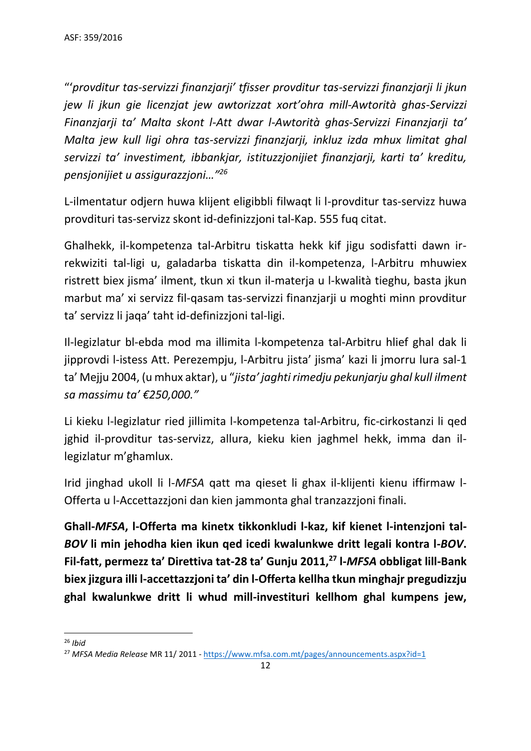"'*provditur tas-servizzi finanzjarji' tfisser provditur tas-servizzi finanzjarji li jkun jew li jkun gie licenzjat jew awtorizzat xort'ohra mill-Awtorità ghas-Servizzi Finanzjarji ta' Malta skont l-Att dwar l-Awtorità ghas-Servizzi Finanzjarji ta' Malta jew kull ligi ohra tas-servizzi finanzjarji, inkluz izda mhux limitat ghal servizzi ta' investiment, ibbankjar, istituzzjonijiet finanzjarji, karti ta' kreditu, pensjonijiet u assigurazzjoni…"*[26]

L-ilmentatur odjern huwa klijent eligibbli filwaqt li l-provditur tas-servizz huwa provdituri tas-servizz skont id-definizzjoni tal-Kap. 555 fuq citat.

Ghalhekk, il-kompetenza tal-Arbitru tiskatta hekk kif jigu sodisfatti dawn ir-rekwiziti tal-ligi u, galadarba tiskatta din il-kompetenza, l-Arbitru mhuwiex ristrett biex jisma' ilment, tkun xi tkun il-materja u l-kwalità tieghu, basta jkun marbut ma' xi servizz fil-qasam tas-servizzi finanzjarji u moghti minn provditur ta' servizz li jaqa' taht id-definizzjoni tal-ligi.

Il-legizlatur bl-ebda mod ma illimita l-kompetenza tal-Arbitru hlief ghal dak li jipprovdi l-istess Att. Perezempju, l-Arbitru jista' jisma' kazi li jmorru lura sal-1 ta' Mejju 2004, (u mhux aktar), u "*jista' jaghti rimedju pekunjarju ghal kull ilment sa massimu ta' €250,000."*

Li kieku l-legizlatur ried jillimita l-kompetenza tal-Arbitru, fic-cirkostanzi li qed jghid il-provditur tas-servizz, allura, kieku kien jaghmel hekk, imma dan il-legizlatur m'ghamlux.

Irid jinghad ukoll li l-*MFSA* qatt ma qieset li ghax il-klijenti kienu iffirmaw l-Offerta u l-Accettazzjoni dan kien jammonta ghal tranzazzjoni finali.

**Ghall-*MFSA*, l-Offerta ma kinetx tikkonkludi l-kaz, kif kienet l-intenzjoni tal-*BOV* li min jehodha kien ikun qed icedi kwalunkwe dritt legali kontra l-*BOV*. Fil-fatt, permezz ta' Direttiva tat-28 ta' Gunju 2011,[27] l-*MFSA* obbligat lill-Bank biex jizgura illi l-accettazzjoni ta' din l-Offerta kellha tkun minghajr pregudizzju ghal kwalunkwe dritt li whud mill-investituri kellhom ghal kumpens jew,**

[26] *Ibid*

[27] *MFSA Media Release* MR 11/ 2011 - https://www.mfsa.com.mt/pages/announcements.aspx?id=1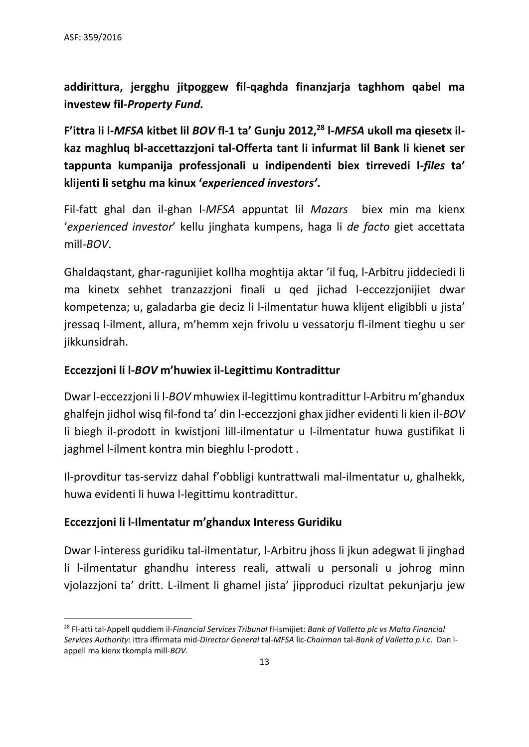**addirittura, jergghu jitpoggew fil-qaghda finanzjarja taghhom qabel ma investew fil-*Property Fund.***

**F'ittra li l-*MFSA* kitbet lil *BOV* fl-1 ta' Gunju 2012,[28] l-*MFSA* ukoll ma qiesetx il-kaz maghluq bl-accettazzjoni tal-Offerta tant li infurmat lil Bank li kienet ser tappunta kumpanija professjonali u indipendenti biex tirrevedi l-*files* ta' klijenti li setghu ma kinux '*experienced investors*'.**

Fil-fatt ghal dan il-ghan l-*MFSA* appuntat lil *Mazars* biex min ma kienx '*experienced investor*' kellu jinghata kumpens, haga li *de facto* giet accettata mill-*BOV*.

Ghaldaqstant, ghar-ragunijiet kollha moghtija aktar 'il fuq, l-Arbitru jiddeciedi li ma kinetx sehhet tranzazzjoni finali u qed jichad l-eccezzjonijiet dwar kompetenza; u, galadarba gie deciz li l-ilmentatur huwa klijent eligibbli u jista' jressaq l-ilment, allura, m'hemm xejn frivolu u vessatorju fl-ilment tieghu u ser jikkunsidrah.

### Eccezzjoni li l-*BOV* m'huwiex il-Legittimu Kontradittur

Dwar l-eccezzjoni li l-*BOV* mhuwiex il-legittimu kontradittur l-Arbitru m'ghandux ghalfejn jidhol wisq fil-fond ta' din l-eccezzjoni ghax jidher evidenti li kien il-*BOV* li biegh il-prodott in kwistjoni lill-ilmentatur u l-ilmentatur huwa gustifikat li jaghmel l-ilment kontra min bieghlu l-prodott .

Il-provditur tas-servizz dahal f'obbligi kuntrattwali mal-ilmentatur u, ghalhekk, huwa evidenti li huwa l-legittimu kontradittur.

### Eccezzjoni li l-Ilmentatur m'ghandux Interess Guridiku

Dwar l-interess guridiku tal-ilmentatur, l-Arbitru jhoss li jkun adegwat li jinghad li l-ilmentatur ghandhu interess reali, attwali u personali u johrog minn vjolazzjoni ta' dritt. L-ilment li ghamel jista' jipproduci rizultat pekunjarju jew

---

[28] Fl-atti tal-Appell quddiem il-*Financial Services Tribunal* fl-ismijiet: *Bank of Valletta plc vs Malta Financial Services Authority*: ittra iffirmata mid-*Director General* tal-*MFSA* lic-*Chairman* tal-*Bank of Valletta p.l.c*. Dan l-appell ma kienx tkompla mill-*BOV*.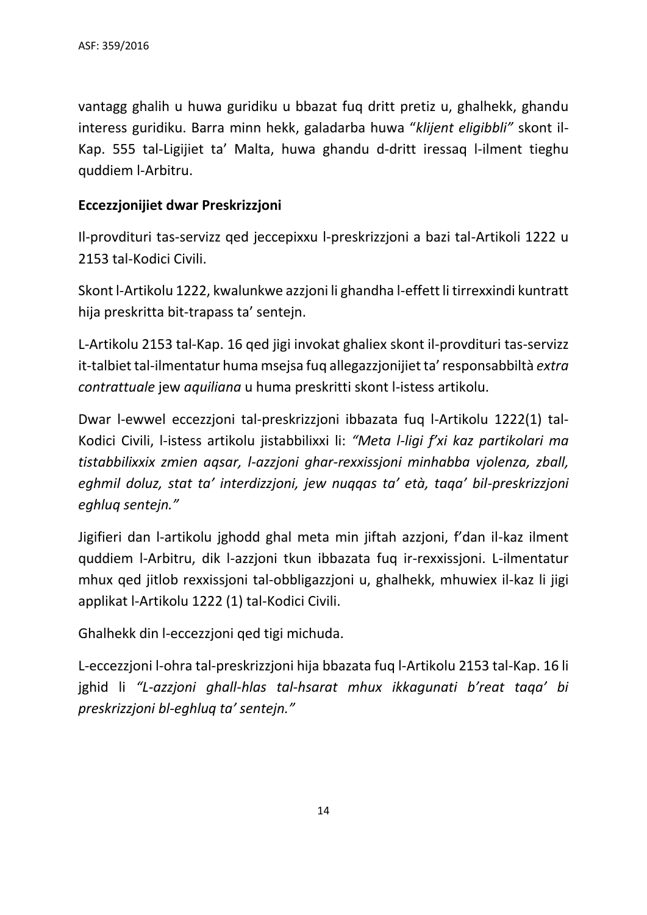vantagg ghalih u huwa guridiku u bbazat fuq dritt pretiz u, ghalhekk, ghandu interess guridiku. Barra minn hekk, galadarba huwa "*klijent eligibbli"* skont il-Kap. 555 tal-Ligijiet ta' Malta, huwa ghandu d-dritt iressaq l-ilment tieghu quddiem l-Arbitru.

**Eccezzjonijiet dwar Preskrizzjoni**

Il-provdituri tas-servizz qed jeccepixxu l-preskrizzjoni a bazi tal-Artikoli 1222 u 2153 tal-Kodici Civili.

Skont l-Artikolu 1222, kwalunkwe azzjoni li ghandha l-effett li tirrexxindi kuntratt hija preskritta bit-trapass ta' sentejn.

L-Artikolu 2153 tal-Kap. 16 qed jigi invokat ghaliex skont il-provdituri tas-servizz it-talbiet tal-ilmentatur huma msejsa fuq allegazzjonijiet ta' responsabbiltà *extra contrattuale* jew *aquiliana* u huma preskritti skont l-istess artikolu.

Dwar l-ewwel eccezzjoni tal-preskrizzjoni ibbazata fuq l-Artikolu 1222(1) tal-Kodici Civili, l-istess artikolu jistabbilixxi li: *"Meta l-ligi f'xi kaz partikolari ma tistabbilixxix zmien aqsar, l-azzjoni ghar-rexxissjoni minhabba vjolenza, zball, eghmil doluz, stat ta' interdizzjoni, jew nuqqas ta' età, taqa' bil-preskrizzjoni eghluq sentejn."*

Jigifieri dan l-artikolu jghodd ghal meta min jiftah azzjoni, f'dan il-kaz ilment quddiem l-Arbitru, dik l-azzjoni tkun ibbazata fuq ir-rexxissjoni. L-ilmentatur mhux qed jitlob rexxissjoni tal-obbligazzjoni u, ghalhekk, mhuwiex il-kaz li jigi applikat l-Artikolu 1222 (1) tal-Kodici Civili.

Ghalhekk din l-eccezzjoni qed tigi michuda.

L-eccezzjoni l-ohra tal-preskrizzjoni hija bbazata fuq l-Artikolu 2153 tal-Kap. 16 li jghid li *"L-azzjoni ghall-hlas tal-hsarat mhux ikkagunati b'reat taqa' bi preskrizzjoni bl-eghluq ta' sentejn."*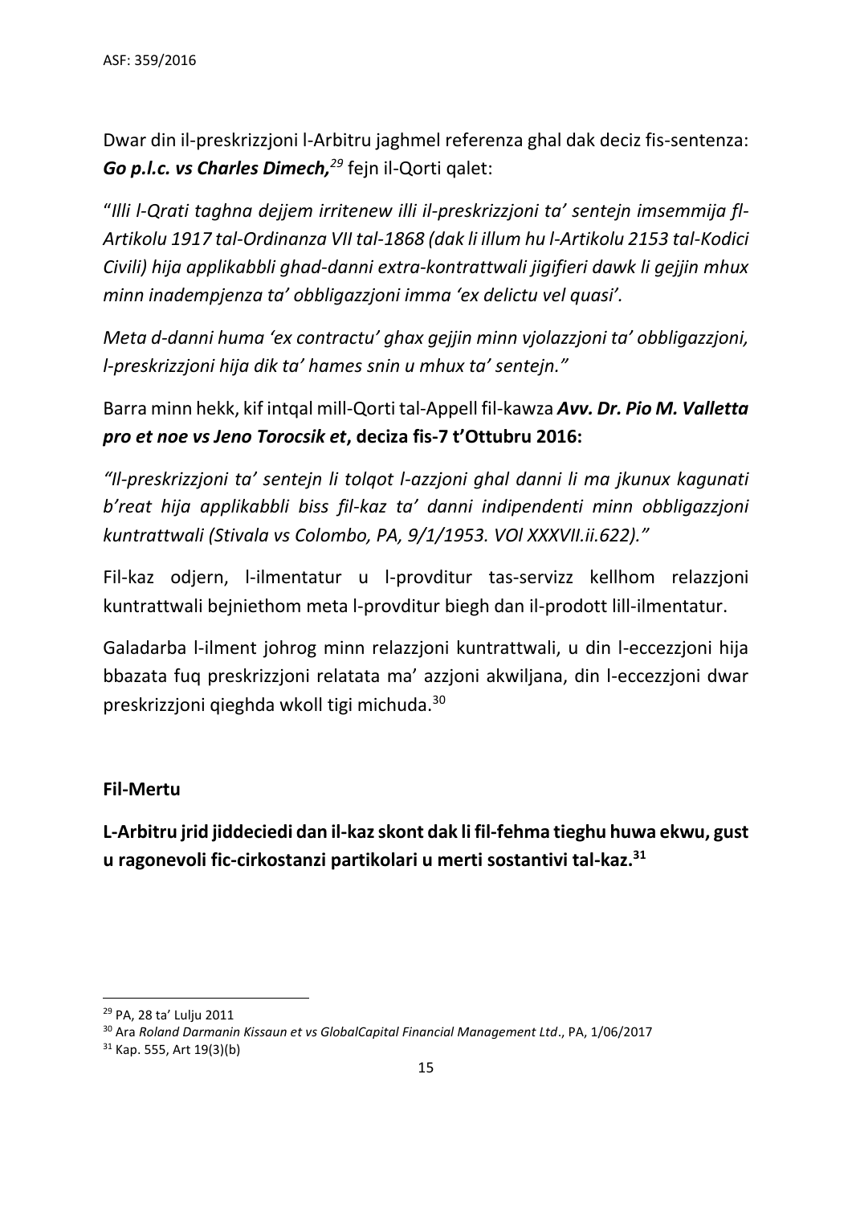Dwar din il-preskrizzjoni l-Arbitru jagħmel referenza għal dak deciz fis-sentenza: ***Go p.l.c. vs Charles Dimech,***[29] fejn il-Qorti qalet:

"*Illi l-Qrati tagħna dejjem irritenew illi il-preskrizzjoni ta' sentejn imsemmija fl-Artikolu 1917 tal-Ordinanza VII tal-1868 (dak li illum hu l-Artikolu 2153 tal-Kodici Civili) hija applikabbli għad-danni extra-kontrattwali jigifieri dawk li gejjin mhux minn inadempjenza ta' obbligazzjoni imma 'ex delictu vel quasi'.*

*Meta d-danni huma 'ex contractu' għax gejjin minn vjolazzjoni ta' obbligazzjoni, l-preskrizzjoni hija dik ta' ħames snin u mhux ta' sentejn."*

Barra minn hekk, kif intqal mill-Qorti tal-Appell fil-kawża ***Avv. Dr. Pio M. Valletta pro et noe vs Jeno Torocsik et*, deciza fis-7 t'Ottubru 2016:**

*"Il-preskrizzjoni ta' sentejn li tolqot l-azzjoni għal danni li ma jkunux kaġunati b'reat hija applikabbli biss fil-kaz ta' danni indipendenti minn obbligazzjoni kuntrattwali (Stivala vs Colombo, PA, 9/1/1953. VOl XXXVII.ii.622)."*

Fil-kaz odjern, l-ilmentatur u l-provditur tas-servizz kellhom relazzjoni kuntrattwali bejniethom meta l-provditur biegħ dan il-prodott lill-ilmentatur.

Galadarba l-ilment joħrog minn relazzjoni kuntrattwali, u din l-eccezzjoni hija bbażata fuq preskrizzjoni relatata ma' azzjoni akwiljana, din l-eccezzjoni dwar preskrizzjoni qiegħda wkoll tiġi miċħuda.[30]

**Fil-Mertu**

**L-Arbitru jrid jiddeciedi dan il-kaz skont dak li fil-fehma tiegħu huwa ekwu, ġust u raġonevoli fic-cirkostanzi partikolari u merti sostantivi tal-kaz.[31]**

---

[29] PA, 28 ta' Lulju 2011

[30] Ara *Roland Darmanin Kissaun et vs GlobalCapital Financial Management Ltd*., PA, 1/06/2017

[31] Kap. 555, Art 19(3)(b)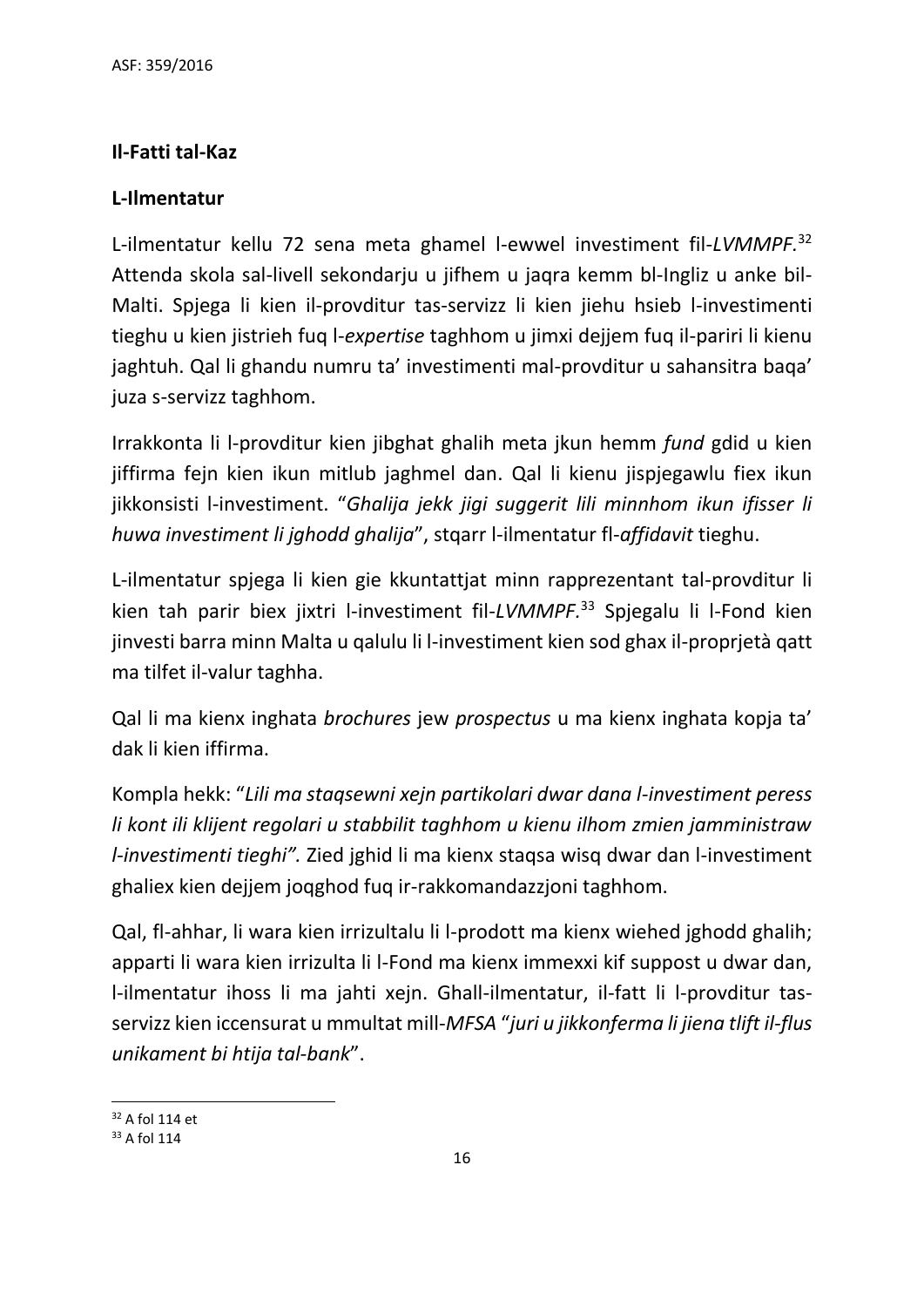**Il-Fatti tal-Kaz**

**L-Ilmentatur**

L-ilmentatur kellu 72 sena meta ghamel l-ewwel investiment fil-*LVMMPF.*[32] Attenda skola sal-livell sekondarju u jifhem u jaqra kemm bl-Ingliz u anke bil-Malti. Spjega li kien il-provditur tas-servizz li kien jiehu hsieb l-investimenti tieghu u kien jistrieh fuq l-*expertise* taghhom u jimxi dejjem fuq il-pariri li kienu jaghtuh. Qal li ghandu numru ta' investimenti mal-provditur u sahansitra baqa' juza s-servizz taghhom.

Irrakkonta li l-provditur kien jibghat ghalih meta jkun hemm *fund* gdid u kien jiffirma fejn kien ikun mitlub jaghmel dan. Qal li kienu jispjegawlu fiex ikun jikkonsisti l-investiment. "*Ghalija jekk jigi suggerit lili minnhom ikun ifisser li huwa investiment li jghodd ghalija*", stqarr l-ilmentatur fl-*affidavit* tieghu.

L-ilmentatur spjega li kien gie kkuntattjat minn rapprezentant tal-provditur li kien tah parir biex jixtri l-investiment fil-*LVMMPF.*[33] Spjegalu li l-Fond kien jinvesti barra minn Malta u qalulu li l-investiment kien sod ghax il-proprjetà qatt ma tilfet il-valur taghha.

Qal li ma kienx inghata *brochures* jew *prospectus* u ma kienx inghata kopja ta' dak li kien iffirma.

Kompla hekk: "*Lili ma staqsewni xejn partikolari dwar dana l-investiment peress li kont ili klijent regolari u stabbilit taghhom u kienu ilhom zmien jamministraw l-investimenti tieghi".* Zied jghid li ma kienx staqsa wisq dwar dan l-investiment ghaliex kien dejjem joqghod fuq ir-rakkomandazzjoni taghhom.

Qal, fl-ahhar, li wara kien irrizultalu li l-prodott ma kienx wiehed jghodd ghalih; apparti li wara kien irrizulta li l-Fond ma kienx immexxi kif suppost u dwar dan, l-ilmentatur ihoss li ma jahti xejn. Ghall-ilmentatur, il-fatt li l-provditur tas-servizz kien iccensurat u mmultat mill-*MFSA* "*juri u jikkonferma li jiena tlift il-flus unikament bi htija tal-bank*".

---

[32] A fol 114 et

[33] A fol 114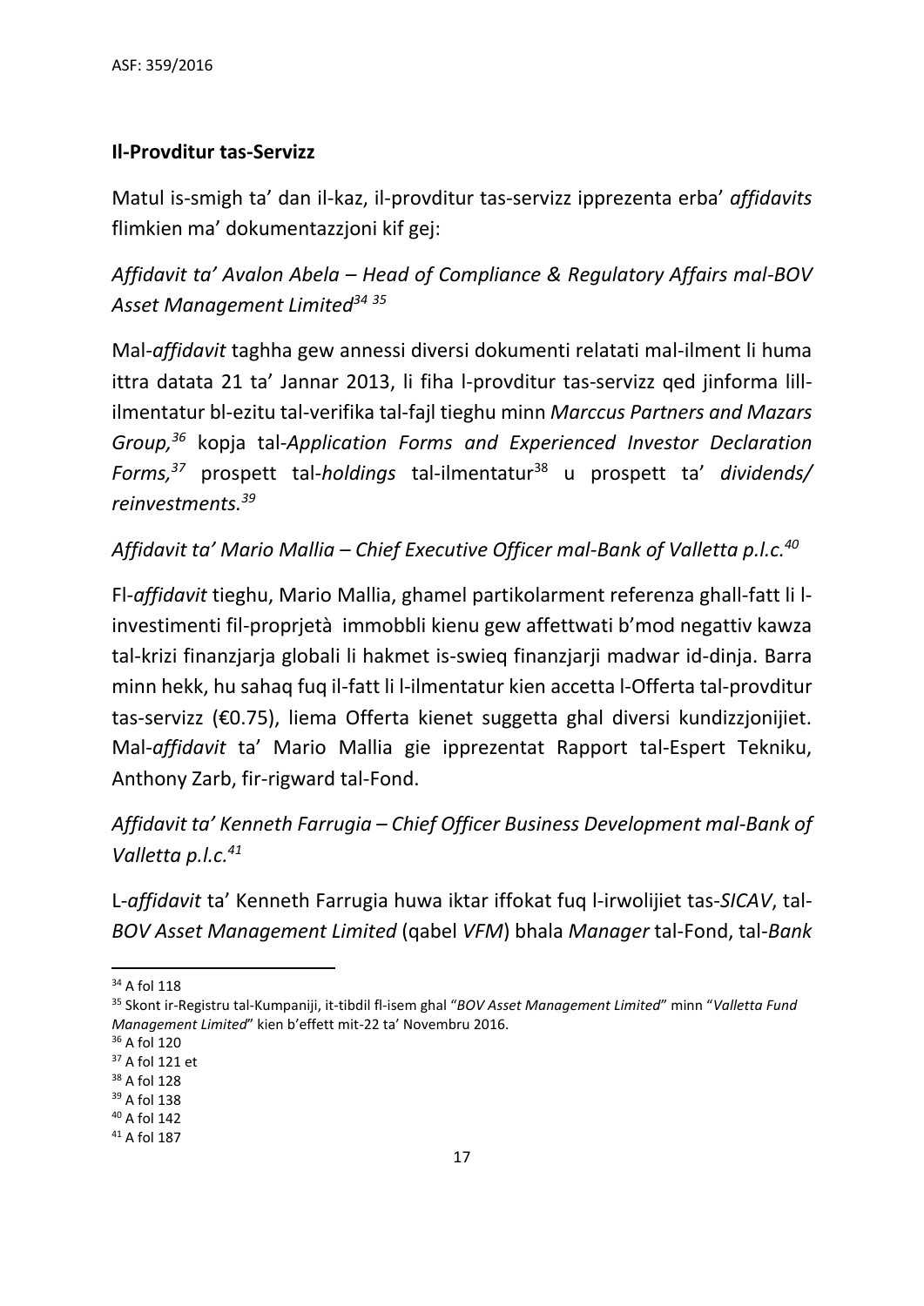**Il-Provditur tas-Servizz**

Matul is-smigh ta' dan il-kaz, il-provditur tas-servizz ipprezenta erba' *affidavits* flimkien ma' dokumentazzjoni kif gej:

*Affidavit ta' Avalon Abela – Head of Compliance & Regulatory Affairs mal-BOV Asset Management Limited*[34] [35]

Mal-*affidavit* taghha gew annessi diversi dokumenti relatati mal-ilment li huma ittra datata 21 ta' Jannar 2013, li fiha l-provditur tas-servizz qed jinforma lill-ilmentatur bl-ezitu tal-verifika tal-fajl tieghu minn *Marccus Partners and Mazars Group,*[36] kopja tal-*Application Forms and Experienced Investor Declaration Forms,*[37] prospett tal-*holdings* tal-ilmentatur[38] u prospett ta' *dividends/ reinvestments.*[39]

*Affidavit ta' Mario Mallia – Chief Executive Officer mal-Bank of Valletta p.l.c.*[40]

Fl-*affidavit* tieghu, Mario Mallia, ghamel partikolarment referenza ghall-fatt li l-investimenti fil-proprjetà immobbli kienu gew affettwati b'mod negattiv kawza tal-krizi finanzjarja globali li hakmet is-swieq finanzjarji madwar id-dinja. Barra minn hekk, hu sahaq fuq il-fatt li l-ilmentatur kien accetta l-Offerta tal-provditur tas-servizz (€0.75), liema Offerta kienet suggetta ghal diversi kundizzjonijiet. Mal-*affidavit* ta' Mario Mallia gie ipprezentat Rapport tal-Espert Tekniku, Anthony Zarb, fir-rigward tal-Fond.

*Affidavit ta' Kenneth Farrugia – Chief Officer Business Development mal-Bank of Valletta p.l.c.*[41]

L-*affidavit* ta' Kenneth Farrugia huwa iktar iffokat fuq l-irwolijiet tas-*SICAV*, tal-*BOV Asset Management Limited* (qabel *VFM*) bhala *Manager* tal-Fond, tal-*Bank*

---

[34] A fol 118

[35] Skont ir-Registru tal-Kumpaniji, it-tibdil fl-isem ghal "*BOV Asset Management Limited*" minn "*Valletta Fund Management Limited*" kien b'effett mit-22 ta' Novembru 2016.

[36] A fol 120

[37] A fol 121 et

[38] A fol 128

[39] A fol 138

[40] A fol 142

[41] A fol 187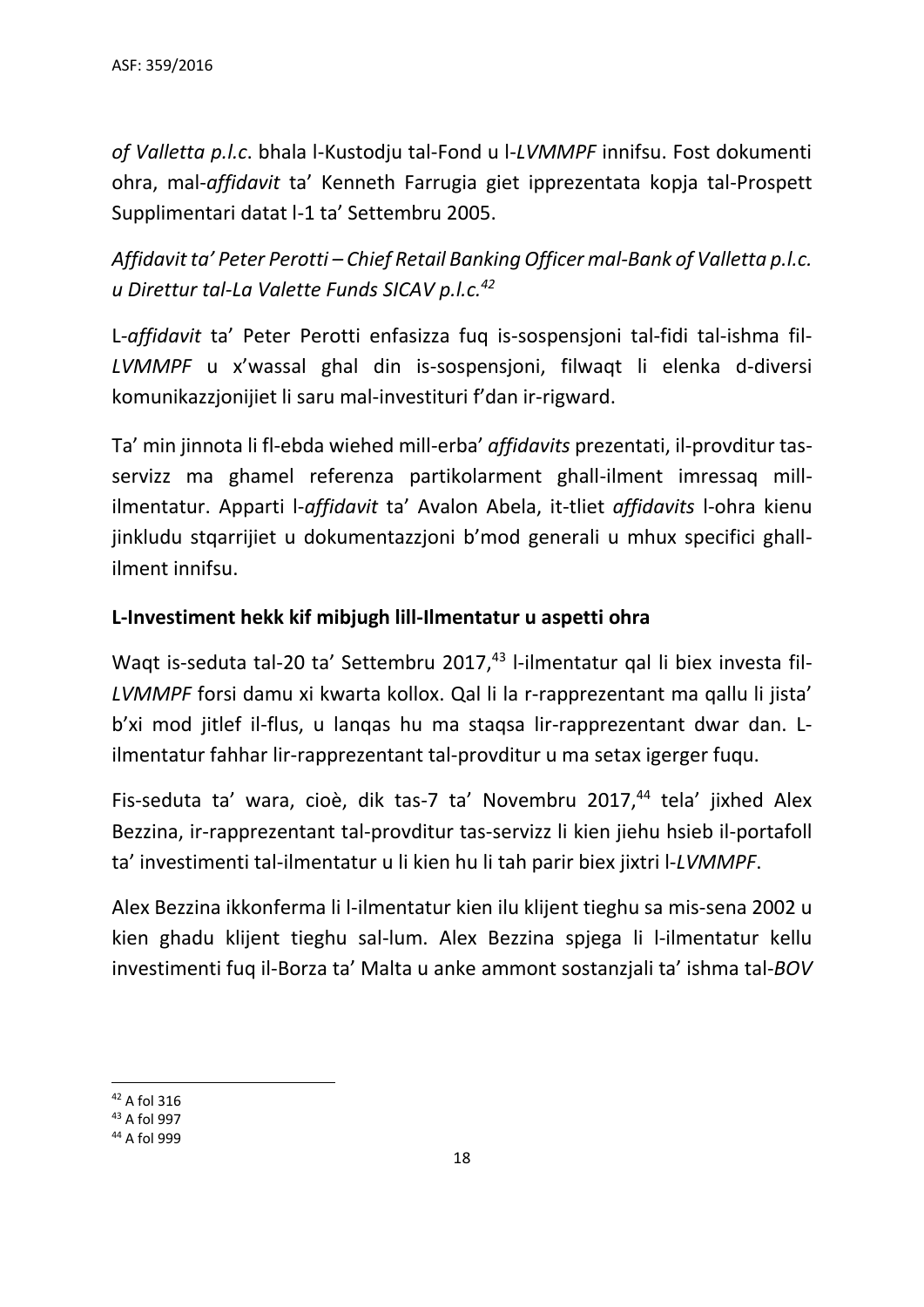*of Valletta p.l.c*. bhala l-Kustodju tal-Fond u l-*LVMMPF* innifsu. Fost dokumenti ohra, mal-*affidavit* ta' Kenneth Farrugia giet ipprezentata kopja tal-Prospett Supplimentari datat l-1 ta' Settembru 2005.

*Affidavit ta' Peter Perotti – Chief Retail Banking Officer mal-Bank of Valletta p.l.c. u Direttur tal-La Valette Funds SICAV p.l.c.*[42]

L-*affidavit* ta' Peter Perotti enfasizza fuq is-sospensjoni tal-fidi tal-ishma fil-*LVMMPF* u x'wassal ghal din is-sospensjoni, filwaqt li elenka d-diversi komunikazzjonijiet li saru mal-investituri f'dan ir-rigward.

Ta' min jinnota li fl-ebda wiehed mill-erba' *affidavits* prezentati, il-provditur tas-servizz ma ghamel referenza partikolarment ghall-ilment imressaq mill-ilmentatur. Apparti l-*affidavit* ta' Avalon Abela, it-tliet *affidavits* l-ohra kienu jinkludu stqarrijiet u dokumentazzjoni b'mod generali u mhux specifici ghall-ilment innifsu.

**L-Investiment hekk kif mibjugh lill-Ilmentatur u aspetti ohra**

Waqt is-seduta tal-20 ta' Settembru 2017,[43] l-ilmentatur qal li biex investa fil-*LVMMPF* forsi damu xi kwarta kollox. Qal li la r-rapprezentant ma qallu li jista' b'xi mod jitlef il-flus, u lanqas hu ma staqsa lir-rapprezentant dwar dan. L-ilmentatur fahhar lir-rapprezentant tal-provditur u ma setax igerger fuqu.

Fis-seduta ta' wara, cioè, dik tas-7 ta' Novembru 2017,[44] tela' jixhed Alex Bezzina, ir-rapprezentant tal-provditur tas-servizz li kien jiehu hsieb il-portafoll ta' investimenti tal-ilmentatur u li kien hu li tah parir biex jixtri l-*LVMMPF*.

Alex Bezzina ikkonferma li l-ilmentatur kien ilu klijent tieghu sa mis-sena 2002 u kien ghadu klijent tieghu sal-lum. Alex Bezzina spjega li l-ilmentatur kellu investimenti fuq il-Borza ta' Malta u anke ammont sostanzjali ta' ishma tal-*BOV*

[42] A fol 316

[43] A fol 997

[44] A fol 999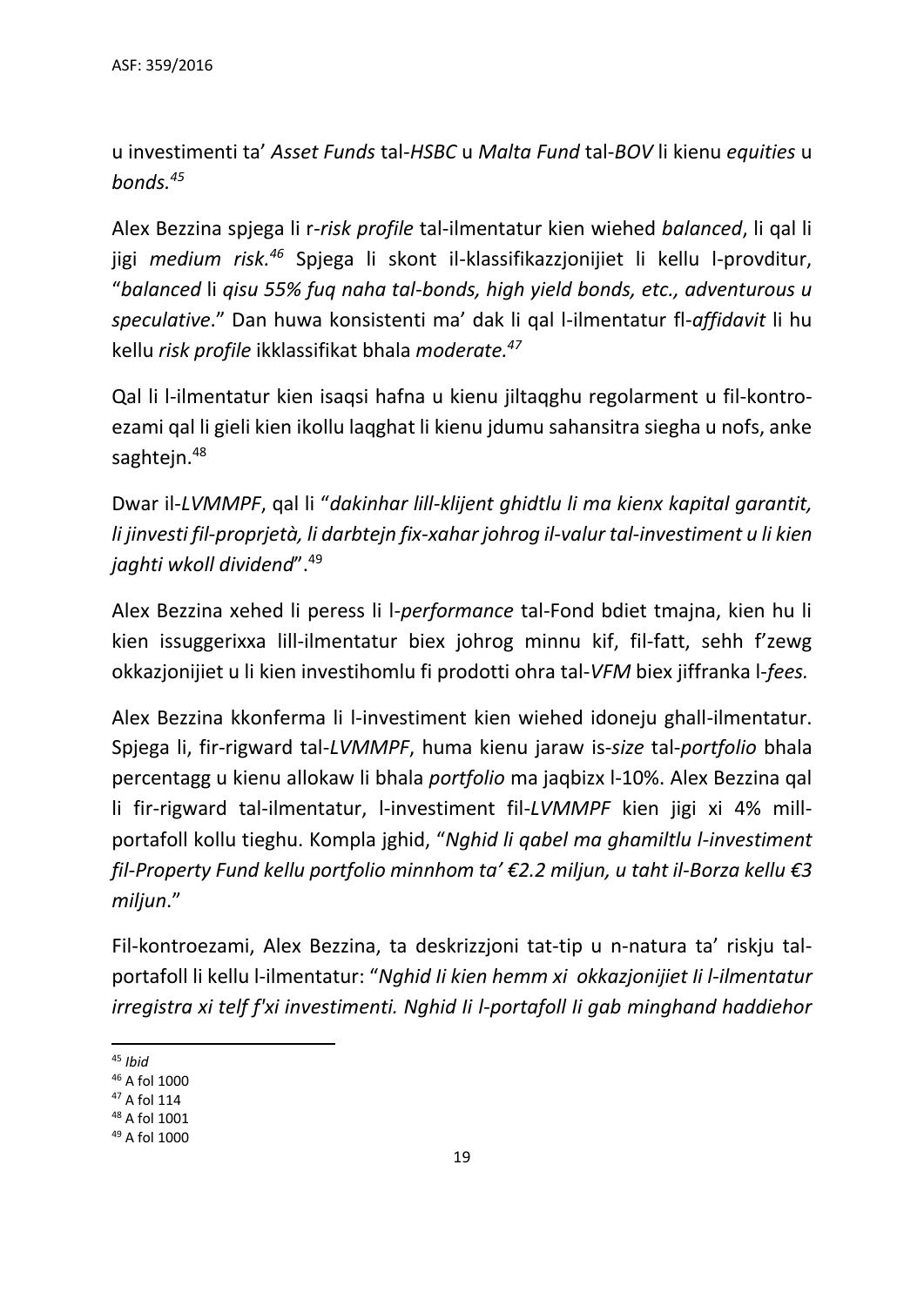u investimenti ta' *Asset Funds* tal-*HSBC* u *Malta Fund* tal-*BOV* li kienu *equities* u *bonds.*[45]

Alex Bezzina spjega li r-*risk profile* tal-ilmentatur kien wiehed *balanced*, li qal li jigi *medium risk.*[46] Spjega li skont il-klassifikazzjonijiet li kellu l-provditur, "*balanced* li *qisu 55% fuq naha tal-bonds, high yield bonds, etc., adventurous u speculative*." Dan huwa konsistenti ma' dak li qal l-ilmentatur fl-*affidavit* li hu kellu *risk profile* ikklassifikat bhala *moderate.*[47]

Qal li l-ilmentatur kien isaqsi hafna u kienu jiltaqghu regolarment u fil-kontro-ezami qal li gieli kien ikollu laqghat li kienu jdumu sahansitra siegha u nofs, anke saghtejn.[48]

Dwar il-*LVMMPF*, qal li "*dakinhar lill-klijent ghidtlu li ma kienx kapital garantit, li jinvesti fil-proprjetà, li darbtejn fix-xahar johrog il-valur tal-investiment u li kien jaghti wkoll dividend*".[49]

Alex Bezzina xehed li peress li l-*performance* tal-Fond bdiet tmajna, kien hu li kien issuggerixxa lill-ilmentatur biex johrog minnu kif, fil-fatt, sehh f'zewg okkazjonijiet u li kien investihomlu fi prodotti ohra tal-*VFM* biex jiffranka l-*fees.*

Alex Bezzina kkonferma li l-investiment kien wiehed idoneju ghall-ilmentatur. Spjega li, fir-rigward tal-*LVMMPF*, huma kienu jaraw is-*size* tal-*portfolio* bhala percentagg u kienu allokaw li bhala *portfolio* ma jaqbizx l-10%. Alex Bezzina qal li fir-rigward tal-ilmentatur, l-investiment fil-*LVMMPF* kien jigi xi 4% mill-portafoll kollu tieghu. Kompla jghid, "*Nghid li qabel ma ghamiltlu l-investiment fil-Property Fund kellu portfolio minnhom ta' €2.2 miljun, u taht il-Borza kellu €3 miljun*."

Fil-kontroezami, Alex Bezzina, ta deskrizzjoni tat-tip u n-natura ta' riskju tal-portafoll li kellu l-ilmentatur: "*Nghid Ii kien hemm xi okkazjonijiet Ii l-ilmentatur irregistra xi telf f'xi investimenti. Nghid Ii l-portafoll Ii gab minghand haddiehor*

[45] *Ibid*

[46] A fol 1000

[47] A fol 114

[48] A fol 1001

[49] A fol 1000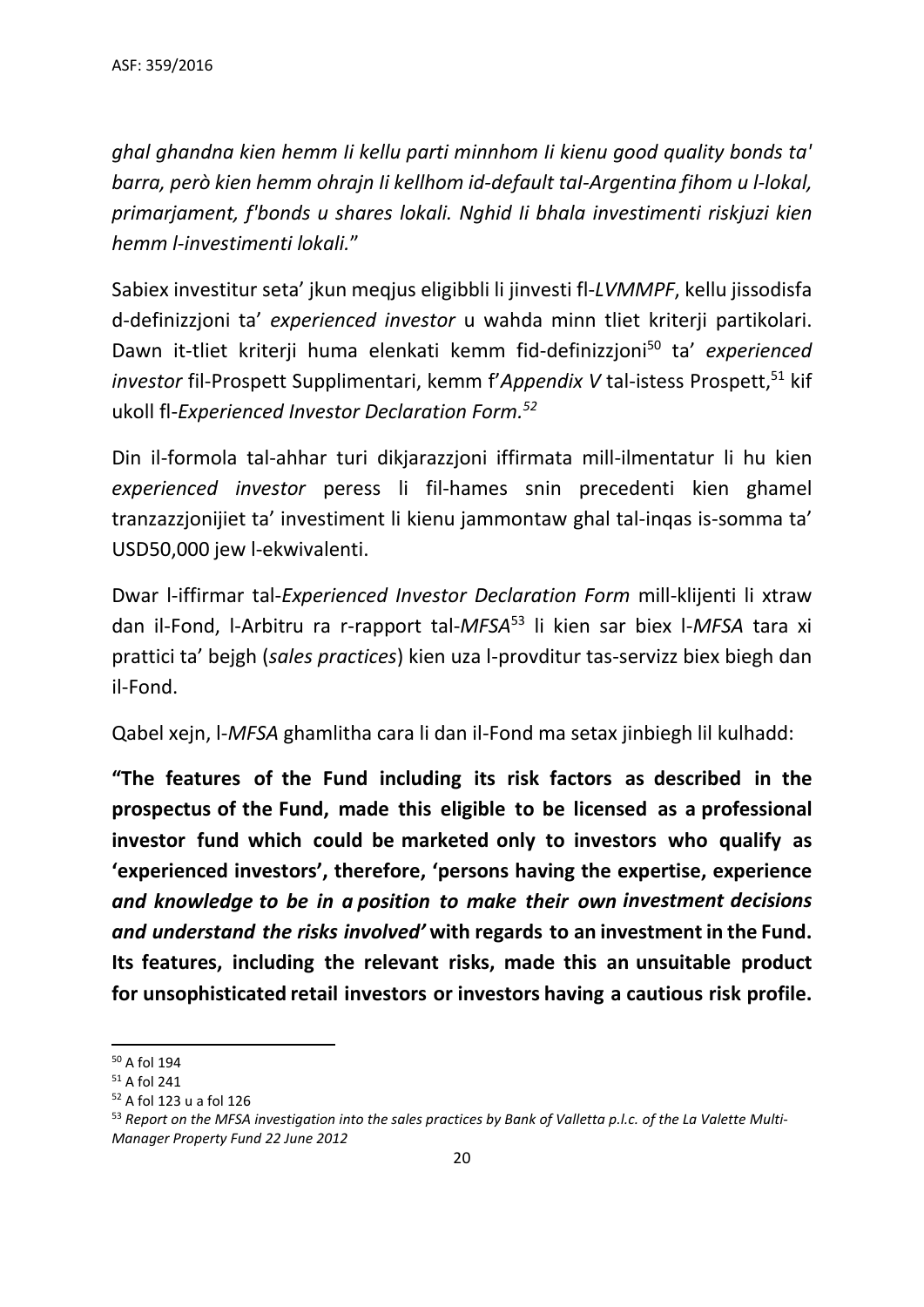*ghal ghandna kien hemm Ii kellu parti minnhom Ii kienu good quality bonds ta' barra, però kien hemm ohrajn Ii kellhom id-default taI-Argentina fihom u l-lokal, primarjament, f'bonds u shares lokali. Nghid Ii bhala investimenti riskjuzi kien hemm l-investimenti lokali.*"

Sabiex investitur seta' jkun meqjus eligibbli li jinvesti fl-*LVMMPF*, kellu jissodisfa d-definizzjoni ta' *experienced investor* u wahda minn tliet kriterji partikolari. Dawn it-tliet kriterji huma elenkati kemm fid-definizzjoni[50] ta' *experienced investor* fil-Prospett Supplimentari, kemm f'*Appendix V* tal-istess Prospett,[51] kif ukoll fl-*Experienced Investor Declaration Form.*[52]

Din il-formola tal-ahhar turi dikjarazzjoni iffirmata mill-ilmentatur li hu kien *experienced investor* peress li fil-hames snin precedenti kien ghamel tranzazzjonijiet ta' investiment li kienu jammontaw ghal tal-inqas is-somma ta' USD50,000 jew l-ekwivalenti.

Dwar l-iffirmar tal-*Experienced Investor Declaration Form* mill-klijenti li xtraw dan il-Fond, l-Arbitru ra r-rapport tal-*MFSA*[53] li kien sar biex l-*MFSA* tara xi prattici ta' bejgh (*sales practices*) kien uza l-provditur tas-servizz biex biegh dan il-Fond.

Qabel xejn, l-*MFSA* ghamlitha cara li dan il-Fond ma setax jinbiegh lil kulhadd:

**"The features of the Fund including its risk factors as described in the prospectus of the Fund, made this eligible to be licensed as a professional investor fund which could be marketed only to investors who qualify as 'experienced investors', therefore, 'persons having the expertise, experience *and knowledge to be in a position to make their own investment decisions and understand the risks involved'* with regards to an investment in the Fund. Its features, including the relevant risks, made this an unsuitable product for unsophisticated retail investors or investors having a cautious risk profile.**

---

[50] A fol 194

[51] A fol 241

[52] A fol 123 u a fol 126

[53] *Report on the MFSA investigation into the sales practices by Bank of Valletta p.l.c. of the La Valette Multi-Manager Property Fund 22 June 2012*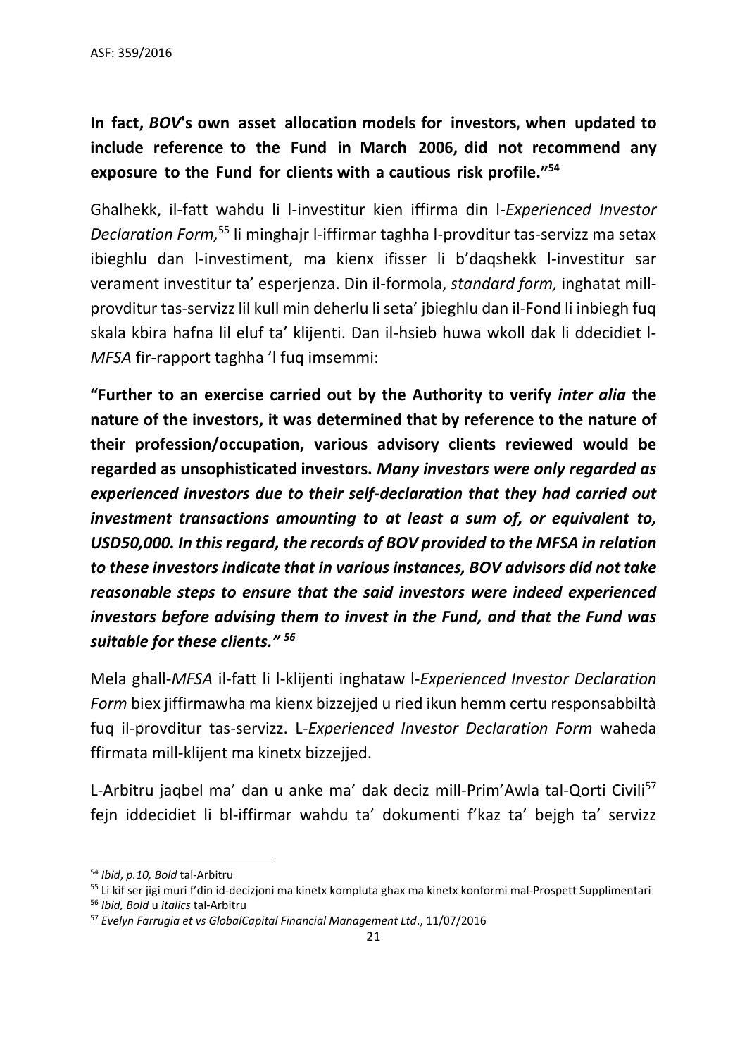**In fact, *BOV*'s own asset allocation models for investors, when updated to include reference to the Fund in March 2006, did not recommend any exposure to the Fund for clients with a cautious risk profile."[54]**

Għalhekk, il-fatt waħdu li l-investitur kien iffirma din l-*Experienced Investor Declaration Form,*[55] li mingħajr l-iffirmar tagħha l-provditur tas-servizz ma setax ibiegħlu dan l-investiment, ma kienx ifisser li b'daqshekk l-investitur sar verament investitur ta' esperjenza. Din il-formola, *standard form,* ingħatat mill-provditur tas-servizz lil kull min deherlu li seta' jbiegħlu dan il-Fond li inbiegħ fuq skala kbira ħafna lil eluf ta' klijenti. Dan il-ħsieb huwa wkoll dak li ddecidiet l-*MFSA* fir-rapport tagħha 'l fuq imsemmi:

**"Further to an exercise carried out by the Authority to verify *inter alia* the nature of the investors, it was determined that by reference to the nature of their profession/occupation, various advisory clients reviewed would be regarded as unsophisticated investors. *Many investors were only regarded as experienced investors due to their self-declaration that they had carried out investment transactions amounting to at least a sum of, or equivalent to, USD50,000. In this regard, the records of BOV provided to the MFSA in relation to these investors indicate that in various instances, BOV advisors did not take reasonable steps to ensure that the said investors were indeed experienced investors before advising them to invest in the Fund, and that the Fund was suitable for these clients." [56]***

Mela għall-*MFSA* il-fatt li l-klijenti ngħataw l-*Experienced Investor Declaration Form* biex jiffirmawha ma kienx biżżejjed u ried ikun hemm certu responsabbiltà fuq il-provditur tas-servizz. L-*Experienced Investor Declaration Form* waħeda ffirmata mill-klijent ma kinetx biżżejjed.

L-Arbitru jaqbel ma' dan u anke ma' dak deciż mill-Prim'Awla tal-Qorti Civili[57] fejn iddeċidiet li bl-iffirmar waħdu ta' dokumenti f'każ ta' bejgħ ta' servizz

---

[54] *Ibid*, *p.10, Bold* tal-Arbitru

[55] Li kif ser jiġi muri f'din id-deċiżjoni ma kinetx kompluta għax ma kinetx konformi mal-Prospett Supplimentari

[56] *Ibid, Bold* u *italics* tal-Arbitru

[57] *Evelyn Farrugia et vs GlobalCapital Financial Management Ltd*., 11/07/2016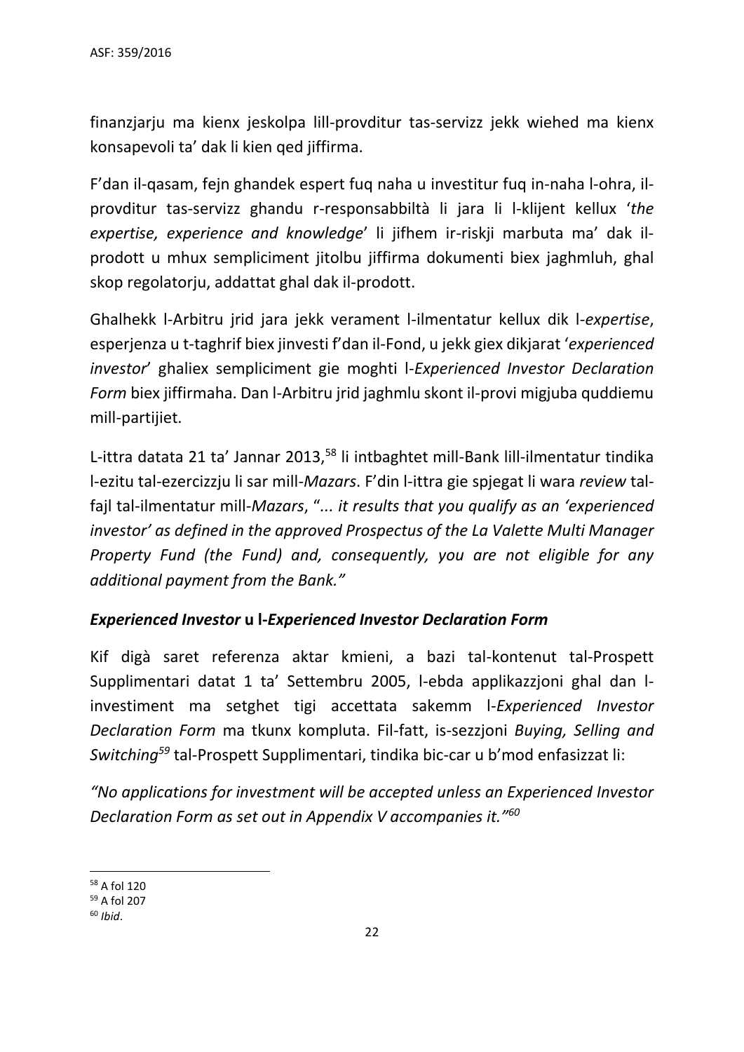finanzjarju ma kienx jeskolpa lill-provditur tas-servizz jekk wiehed ma kienx konsapevoli ta' dak li kien qed jiffirma.

F'dan il-qasam, fejn ghandek espert fuq naha u investitur fuq in-naha l-ohra, il-provditur tas-servizz ghandu r-responsabbiltà li jara li l-klijent kellux '*the expertise, experience and knowledge*' li jifhem ir-riskji marbuta ma' dak il-prodott u mhux sempliciment jitolbu jiffirma dokumenti biex jaghmluh, ghal skop regolatorju, addattat ghal dak il-prodott.

Ghalhekk l-Arbitru jrid jara jekk verament l-ilmentatur kellux dik l-*expertise*, esperjenza u t-taghrif biex jinvesti f'dan il-Fond, u jekk giex dikjarat '*experienced investor*' ghaliex sempliciment gie moghti l-*Experienced Investor Declaration Form* biex jiffirmaha. Dan l-Arbitru jrid jaghmlu skont il-provi migjuba quddiemu mill-partijiet.

L-ittra datata 21 ta' Jannar 2013,[58] li intbaghtet mill-Bank lill-ilmentatur tindika l-ezitu tal-ezercizzju li sar mill-*Mazars*. F'din l-ittra gie spjegat li wara *review* tal-fajl tal-ilmentatur mill-*Mazars*, "*... it results that you qualify as an 'experienced investor' as defined in the approved Prospectus of the La Valette Multi Manager Property Fund (the Fund) and, consequently, you are not eligible for any additional payment from the Bank.*"

### ***Experienced Investor* u l-*Experienced Investor Declaration Form***

Kif digà saret referenza aktar kmieni, a bazi tal-kontenut tal-Prospett Supplimentari datat 1 ta' Settembru 2005, l-ebda applikazzjoni ghal dan l-investiment ma setghet tigi accettata sakemm l-*Experienced Investor Declaration Form* ma tkunx kompluta. Fil-fatt, is-sezzjoni *Buying, Selling and Switching*[59] tal-Prospett Supplimentari, tindika bic-car u b'mod enfasizzat li:

*"No applications for investment will be accepted unless an Experienced Investor Declaration Form as set out in Appendix V accompanies it."*[60]

---

[58] A fol 120
[59] A fol 207
[60] *Ibid*.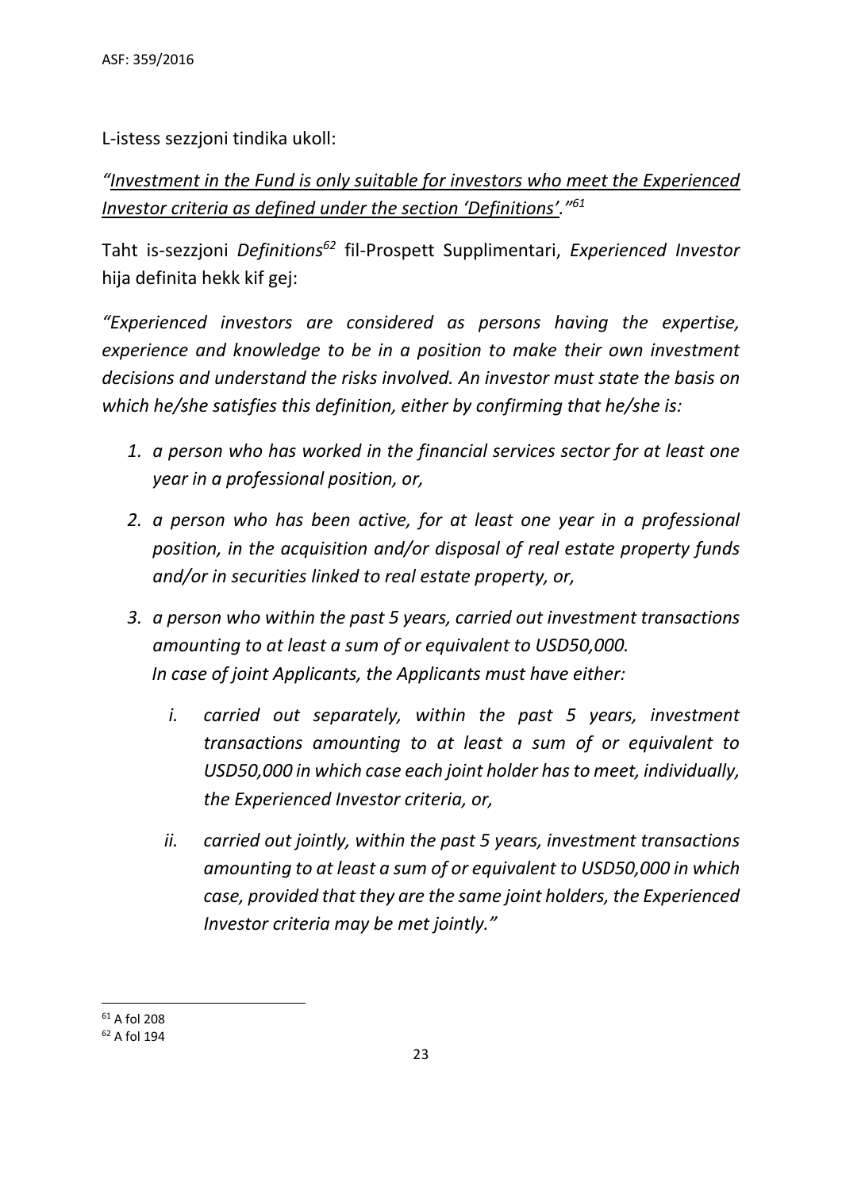L-istess sezzjoni tindika ukoll:

*"<u>Investment in the Fund is only suitable for investors who meet the Experienced Investor criteria as defined under the section 'Definitions'.</u>"*[61]

Taht is-sezzjoni *Definitions*[62] fil-Prospett Supplimentari, *Experienced Investor* hija definita hekk kif gej:

*"Experienced investors are considered as persons having the expertise, experience and knowledge to be in a position to make their own investment decisions and understand the risks involved. An investor must state the basis on which he/she satisfies this definition, either by confirming that he/she is:*

1. *a person who has worked in the financial services sector for at least one year in a professional position, or,*
2. *a person who has been active, for at least one year in a professional position, in the acquisition and/or disposal of real estate property funds and/or in securities linked to real estate property, or,*
3. *a person who within the past 5 years, carried out investment transactions amounting to at least a sum of or equivalent to USD50,000.*
   *In case of joint Applicants, the Applicants must have either:*
   i. *carried out separately, within the past 5 years, investment transactions amounting to at least a sum of or equivalent to USD50,000 in which case each joint holder has to meet, individually, the Experienced Investor criteria, or,*
   ii. *carried out jointly, within the past 5 years, investment transactions amounting to at least a sum of or equivalent to USD50,000 in which case, provided that they are the same joint holders, the Experienced Investor criteria may be met jointly."*

---

[61] A fol 208

[62] A fol 194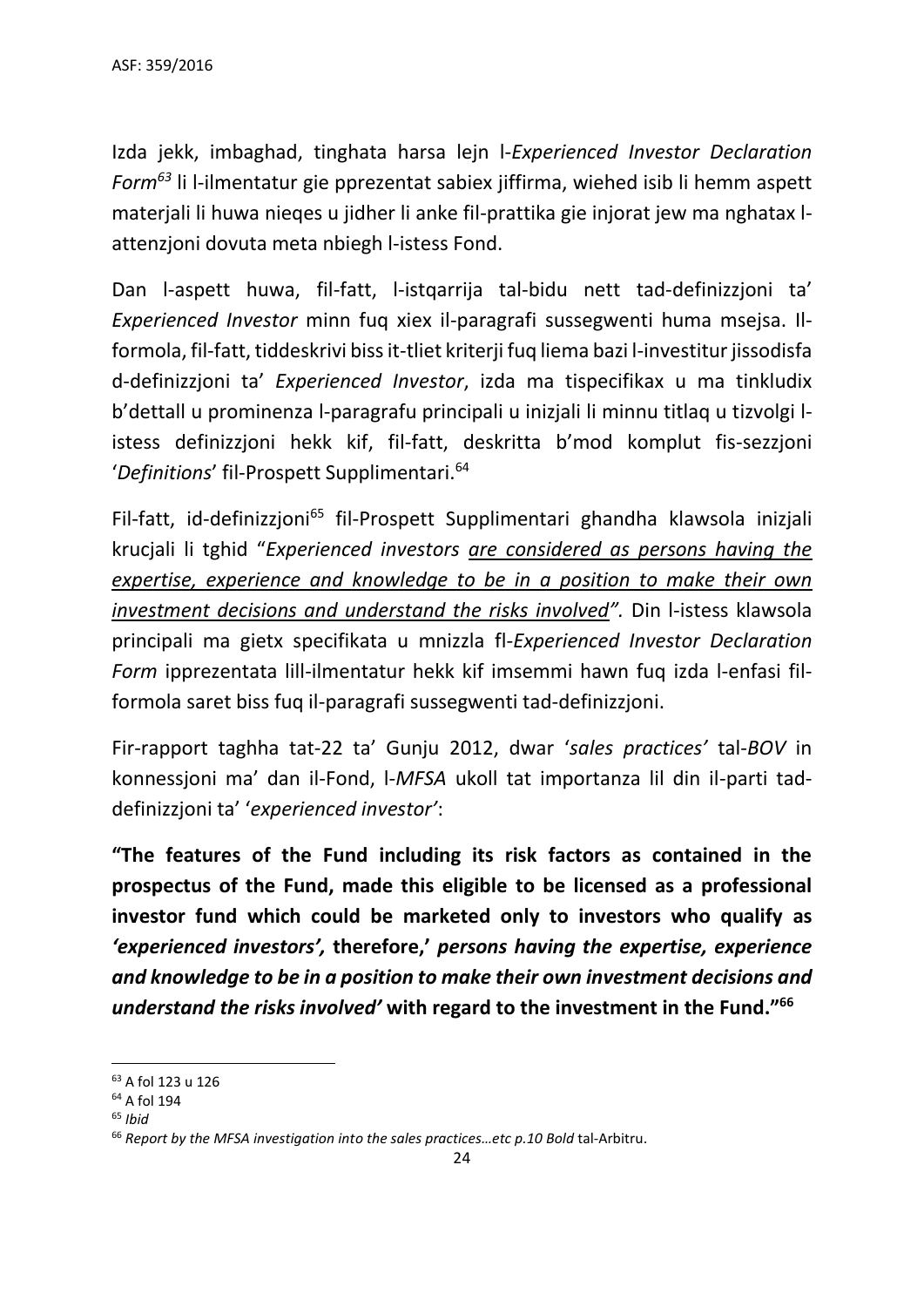Izda jekk, imbagħad, tingħata ħarsa lejn l-*Experienced Investor Declaration Form*[63] li l-ilmentatur ġie pprezentat sabiex jiffirma, wieħed isib li hemm aspett materjali li huwa nieqes u jidher li anke fil-prattika ġie injorat jew ma ngħatax l-attenzjoni dovuta meta nbiegħ l-istess Fond.

Dan l-aspett huwa, fil-fatt, l-istqarrija tal-bidu nett tad-definizzjoni ta' *Experienced Investor* minn fuq xiex il-paragrafi sussegwenti huma msejsa. Il-formola, fil-fatt, tiddeskrivi biss it-tliet kriterji fuq liema bażi l-investitur jissodisfa d-definizzjoni ta' *Experienced Investor*, izda ma tispeċifikax u ma tinkludix b'dettall u prominenza l-paragrafu prinċipali u inizjali li minnu titlaq u tiżvolġi l-istess definizzjoni hekk kif, fil-fatt, deskritta b'mod komplut fis-sezzjoni '*Definitions*' fil-Prospett Supplimentari.[64]

Fil-fatt, id-definizzjoni[65] fil-Prospett Supplimentari għandha klawsola inizjali kruċjali li tgħid "*Experienced investors <u>are considered as persons having the expertise, experience and knowledge to be in a position to make their own investment decisions and understand the risks involved</u>".* Din l-istess klawsola prinċipali ma ġietx speċifikata u mniżżla fl-*Experienced Investor Declaration Form* ipprezentata lill-ilmentatur hekk kif imsemmi hawn fuq izda l-enfasi fil-formola saret biss fuq il-paragrafi sussegwenti tad-definizzjoni.

Fir-rapport tagħha tat-22 ta' Ġunju 2012, dwar '*sales practices'* tal-*BOV* in konnessjoni ma' dan il-Fond, l-*MFSA* ukoll tat importanza lil din il-parti tad-definizzjoni ta' '*experienced investor'*:

**"The features of the Fund including its risk factors as contained in the prospectus of the Fund, made this eligible to be licensed as a professional investor fund which could be marketed only to investors who qualify as *'experienced investors',* therefore,' *persons having the expertise, experience and knowledge to be in a position to make their own investment decisions and understand the risks involved'* with regard to the investment in the Fund."[66]**

---

[63] A fol 123 u 126

[64] A fol 194

[65] *Ibid*

[66] *Report by the MFSA investigation into the sales practices…etc p.10 Bold* tal-Arbitru.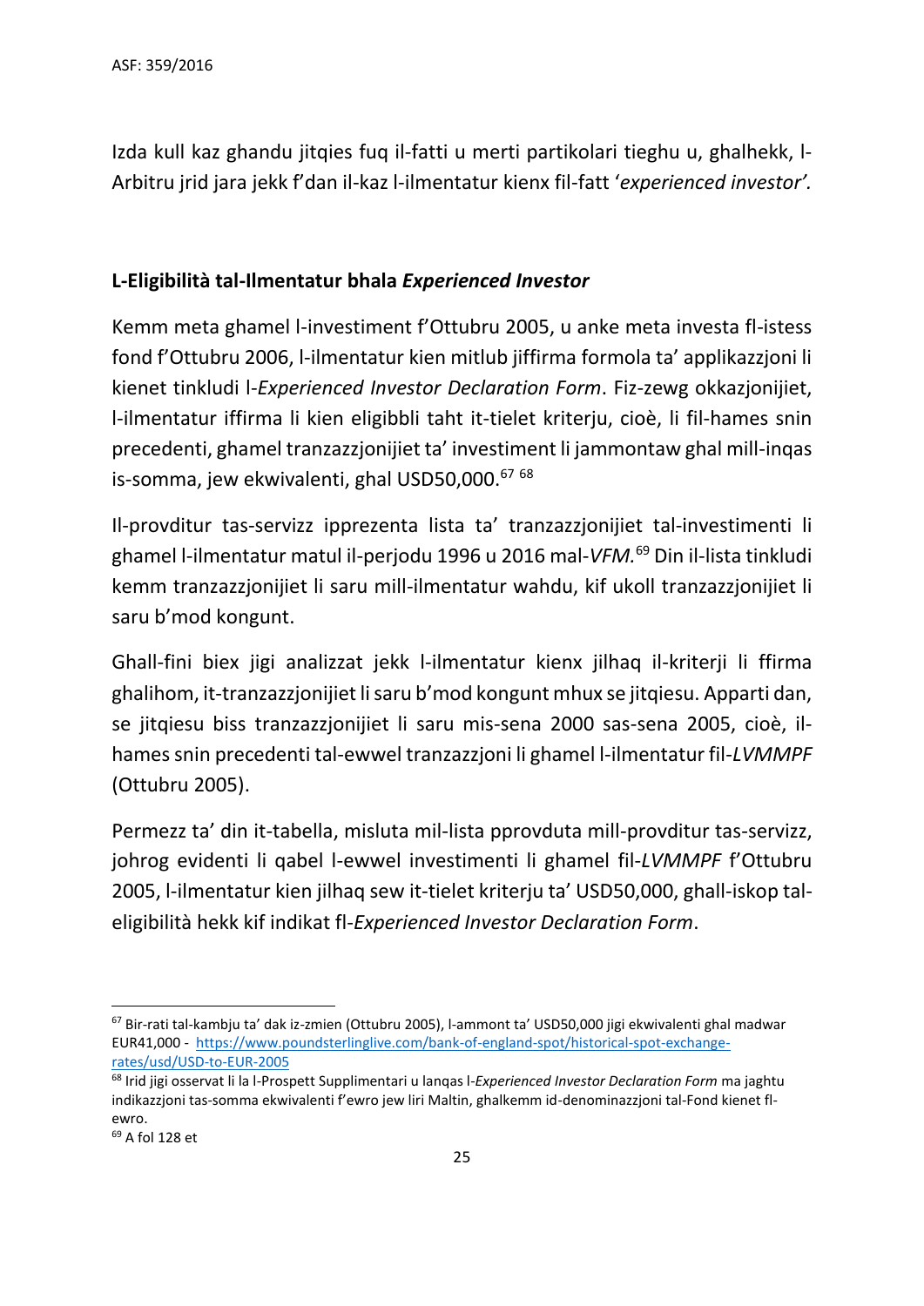Izda kull kaz ghandu jitqies fuq il-fatti u merti partikolari tieghu u, ghalhekk, l-Arbitru jrid jara jekk f'dan il-kaz l-ilmentatur kienx fil-fatt '*experienced investor'.*

## L-Eligibilità tal-Ilmentatur bhala *Experienced Investor*

Kemm meta ghamel l-investiment f'Ottubru 2005, u anke meta investa fl-istess fond f'Ottubru 2006, l-ilmentatur kien mitlub jiffirma formola ta' applikazzjoni li kienet tinkludi l-*Experienced Investor Declaration Form*. Fiz-zewg okkazjonijiet, l-ilmentatur iffirma li kien eligibbli taht it-tielet kriterju, cioè, li fil-hames snin precedenti, ghamel tranzazzjonijiet ta' investiment li jammontaw ghal mill-inqas is-somma, jew ekwivalenti, ghal USD50,000.[67] [68]

Il-provditur tas-servizzipprezenta lista ta' tranzazzjonijiet tal-investimenti li ghamel l-ilmentatur matul il-perjodu 1996 u 2016 mal-*VFM.*[69] Din il-lista tinkludi kemm tranzazzjonijiet li saru mill-ilmentatur wahdu, kif ukoll tranzazzjonijiet li saru b'mod kongunt.

Ghall-fini biex jigi analizzat jekk l-ilmentatur kienx jilhaq il-kriterji li ffirma ghalihom, it-tranzazzjonijiet li saru b'mod kongunt mhux se jitqiesu. Apparti dan, se jitqiesu biss tranzazzjonijiet li saru mis-sena 2000 sas-sena 2005, cioè, il-hames snin precedenti tal-ewwel tranzazzjoni li ghamel l-ilmentatur fil-*LVMMPF* (Ottubru 2005).

Permezz ta' din it-tabella, misluta mil-lista pprovduta mill-provditur tas-servizz, johrog evidenti li qabel l-ewwel investimenti li ghamel fil-*LVMMPF* f'Ottubru 2005, l-ilmentatur kien jilhaq sew it-tielet kriterju ta' USD50,000, ghall-iskop tal-eligibilità hekk kif indikat fl-*Experienced Investor Declaration Form*.

---

[67] Bir-rati tal-kambju ta' dak iz-zmien (Ottubru 2005), l-ammont ta' USD50,000 jigi ekwivalenti ghal madwar EUR41,000 - https://www.poundsterlinglive.com/bank-of-england-spot/historical-spot-exchange-rates/usd/USD-to-EUR-2005

[68] Irid jigi osservat li la l-Prospett Supplimentari u lanqas l-*Experienced Investor Declaration Form* ma jaghtu indikazzjoni tas-somma ekwivalenti f'ewro jew liri Maltin, ghalkemm id-denominazzjoni tal-Fond kienet fl-ewro.

[69] A fol 128 et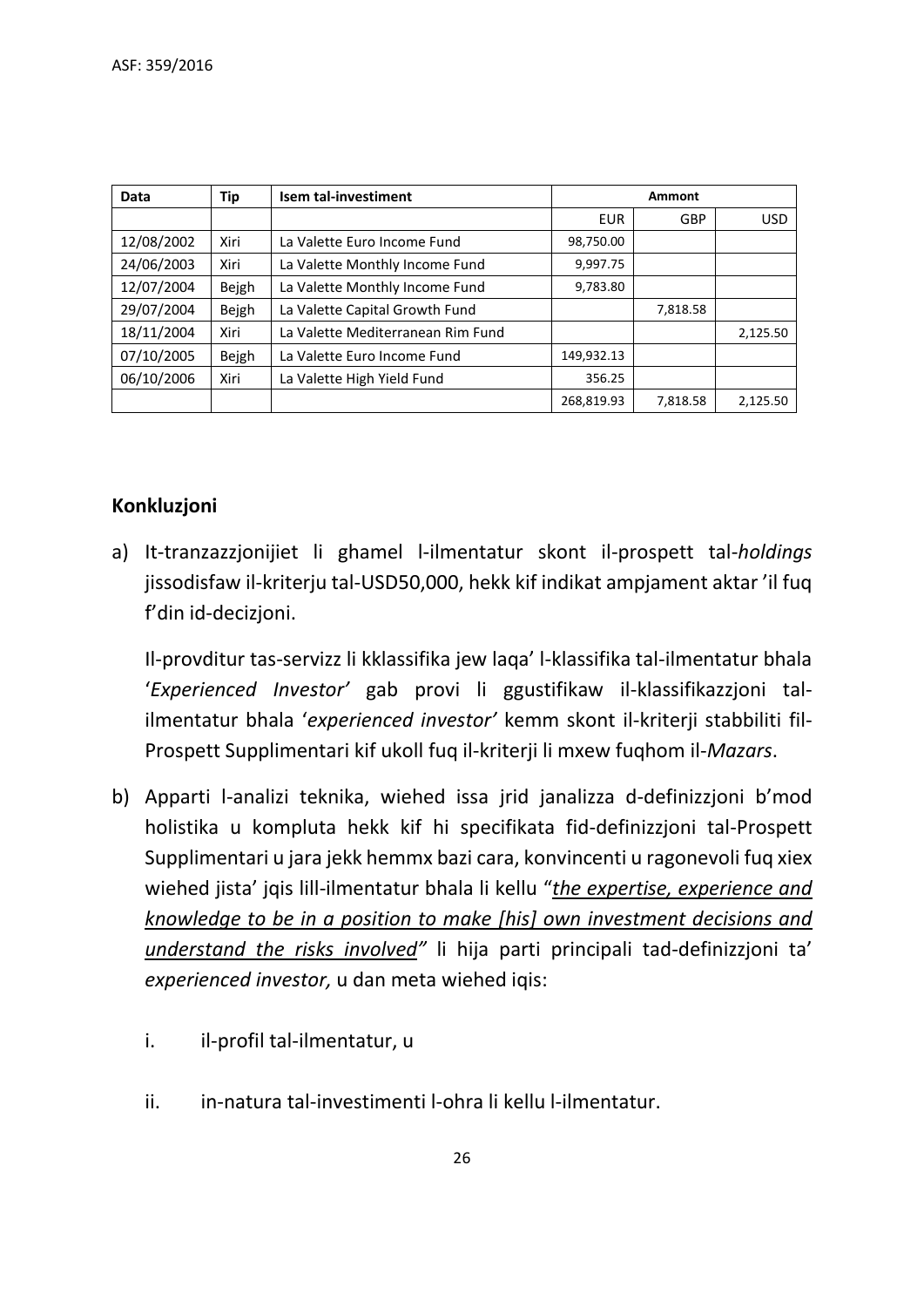| Data | Tip | Isem tal-investiment | Ammont | | |
|---|---|---|---|---|---|
| | | | EUR | GBP | USD |
| 12/08/2002 | Xiri | La Valette Euro Income Fund | 98,750.00 | | |
| 24/06/2003 | Xiri | La Valette Monthly Income Fund | 9,997.75 | | |
| 12/07/2004 | Bejgh | La Valette Monthly Income Fund | 9,783.80 | | |
| 29/07/2004 | Bejgh | La Valette Capital Growth Fund | | 7,818.58 | |
| 18/11/2004 | Xiri | La Valette Mediterranean Rim Fund | | | 2,125.50 |
| 07/10/2005 | Bejgh | La Valette Euro Income Fund | 149,932.13 | | |
| 06/10/2006 | Xiri | La Valette High Yield Fund | 356.25 | | |
| | | | 268,819.93 | 7,818.58 | 2,125.50 |

## Konkluzjoni

a) It-tranzazzjonijiet li għamel l-ilmentatur skont il-prospett tal-*holdings* jissodisfaw il-kriterju tal-USD50,000, hekk kif indikat ampjament aktar 'il fuq f'din id-deċiżjoni.

   Il-provditur tas-servizz li kklassifika jew laqa' l-klassifika tal-ilmentatur bħala '*Experienced Investor*' gab provi li ġġustifikaw il-klassifikazzjoni tal-ilmentatur bħala '*experienced investor*' kemm skont il-kriterji stabbiliti fil-Prospett Supplimentari kif ukoll fuq il-kriterji li mxew fuqhom il-*Mazars*.

b) Apparti l-analiżi teknika, wieħed issa jrid janalizza d-definizzjoni b'mod holistika u kompluta hekk kif hi speċifikata fid-definizzjoni tal-Prospett Supplimentari u jara jekk hemmx bażi ċara, konvinċenti u raġonevoli fuq xiex wieħed jista' jqis lill-ilmentatur bħala li kellu "*the expertise, experience and knowledge to be in a position to make [his] own investment decisions and understand the risks involved"* li hija parti principali tad-definizzjoni ta' *experienced investor,* u dan meta wieħed iqis:

   i. il-profil tal-ilmentatur, u

   ii. in-natura tal-investimenti l-oħra li kellu l-ilmentatur.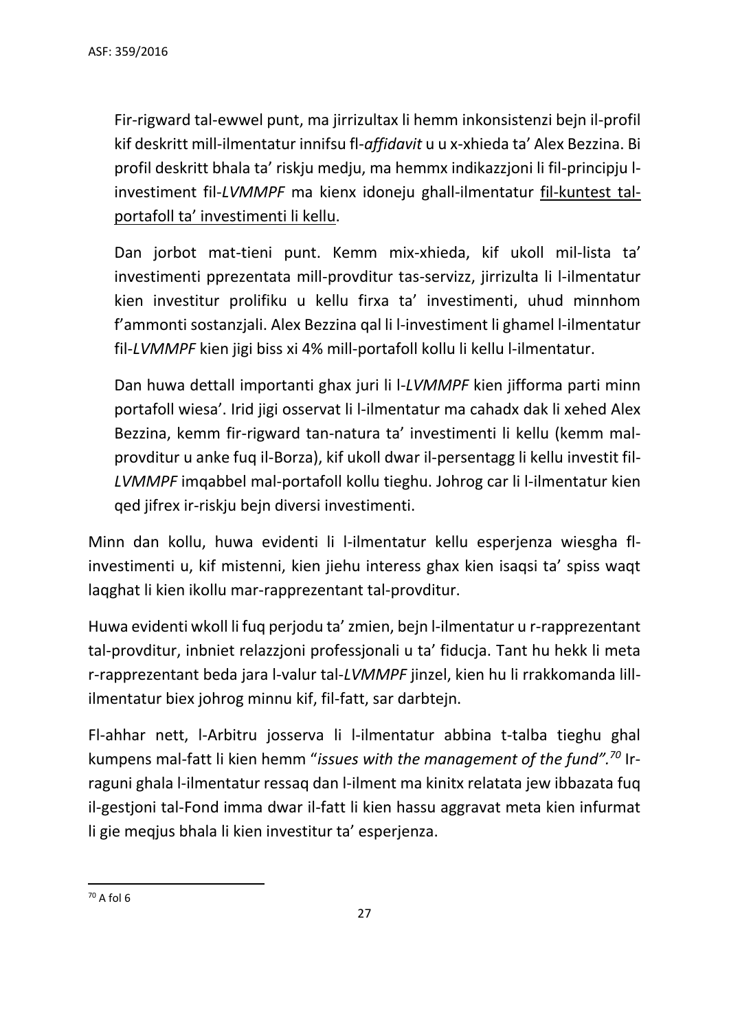Fir-rigward tal-ewwel punt, ma jirrizultax li hemm inkonsistenzi bejn il-profil kif deskritt mill-ilmentatur innifsu fl-*affidavit* u u x-xhieda ta' Alex Bezzina. Bi profil deskritt bhala ta' riskju medju, ma hemmx indikazzjoni li fil-principju l-investiment fil-*LVMMPF* ma kienx idoneju ghall-ilmentatur <u>fil-kuntest tal-portafoll ta' investimenti li kellu</u>.

Dan jorbot mat-tieni punt. Kemm mix-xhieda, kif ukoll mil-lista ta' investimenti pprezentata mill-provditur tas-servizz, jirrizulta li l-ilmentatur kien investitur prolifiku u kellu firxa ta' investimenti, uhud minnhom f'ammonti sostanzjali. Alex Bezzina qal li l-investiment li ghamel l-ilmentatur fil-*LVMMPF* kien jigi biss xi 4% mill-portafoll kollu li kellu l-ilmentatur.

Dan huwa dettall importanti ghax juri li l-*LVMMPF* kien jifforma parti minn portafoll wiesa'. Irid jigi osservat li l-ilmentatur ma cahadx dak li xehed Alex Bezzina, kemm fir-rigward tan-natura ta' investimenti li kellu (kemm mal-provditur u anke fuq il-Borza), kif ukoll dwar il-persentagg li kellu investit fil-*LVMMPF* imqabbel mal-portafoll kollu tieghu. Johrog car li l-ilmentatur kien qed jifrex ir-riskju bejn diversi investimenti.

Minn dan kollu, huwa evidenti li l-ilmentatur kellu esperjenza wiesgha fl-investimenti u, kif mistenni, kien jiehu interess ghax kien isaqsi ta' spiss waqt laqghat li kien ikollu mar-rapprezentant tal-provditur.

Huwa evidenti wkoll li fuq perjodu ta' zmien, bejn l-ilmentatur u r-rapprezentant tal-provditur, inbniet relazzjoni professjonali u ta' fiducja. Tant hu hekk li meta r-rapprezentant beda jara l-valur tal-*LVMMPF* jinzel, kien hu li rrakkomanda lill-ilmentatur biex johrog minnu kif, fil-fatt, sar darbtejn.

Fl-ahhar nett, l-Arbitru josserva li l-ilmentatur abbina t-talba tieghu ghal kumpens mal-fatt li kien hemm "*issues with the management of the fund".*[70] Ir-raguni ghala l-ilmentatur ressaq dan l-ilment ma kinitx relatata jew ibbazata fuq il-gestjoni tal-Fond imma dwar il-fatt li kien hassu aggravat meta kien infurmat li gie meqjus bhala li kien investitur ta' esperjenza.

---

[70] A fol 6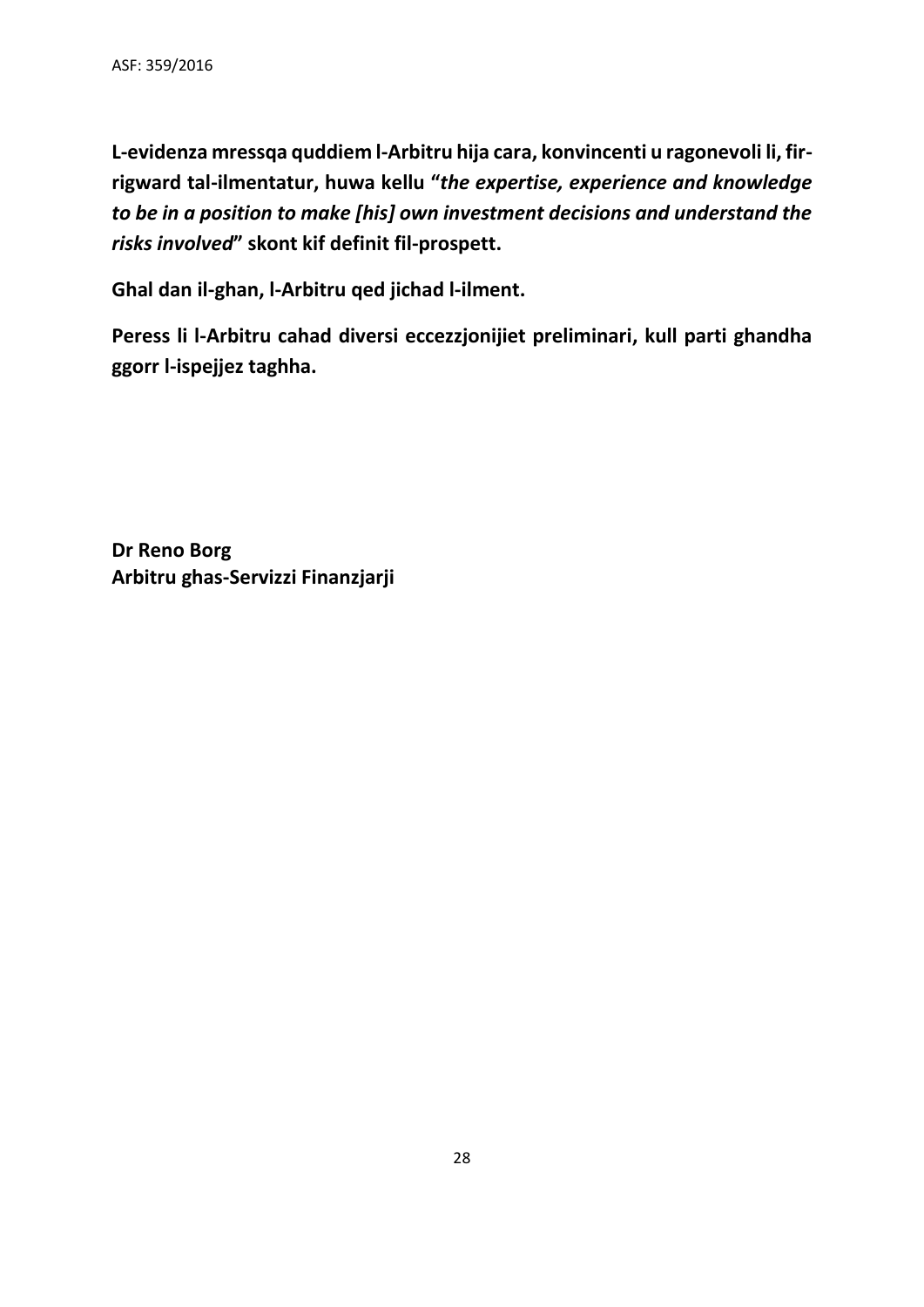**L-evidenza mressqa quddiem l-Arbitru hija cara, konvincenti u ragonevoli li, fir-rigward tal-ilmentatur, huwa kellu "*the expertise, experience and knowledge to be in a position to make [his] own investment decisions and understand the risks involved*" skont kif definit fil-prospett.**

**Ghal dan il-ghan, l-Arbitru qed jichad l-ilment.**

**Peress li l-Arbitru cahad diversi eccezzjonijiet preliminari, kull parti ghandha ggorr l-ispejjez taghha.**

**Dr Reno Borg**
**Arbitru ghas-Servizzi Finanzjarji**